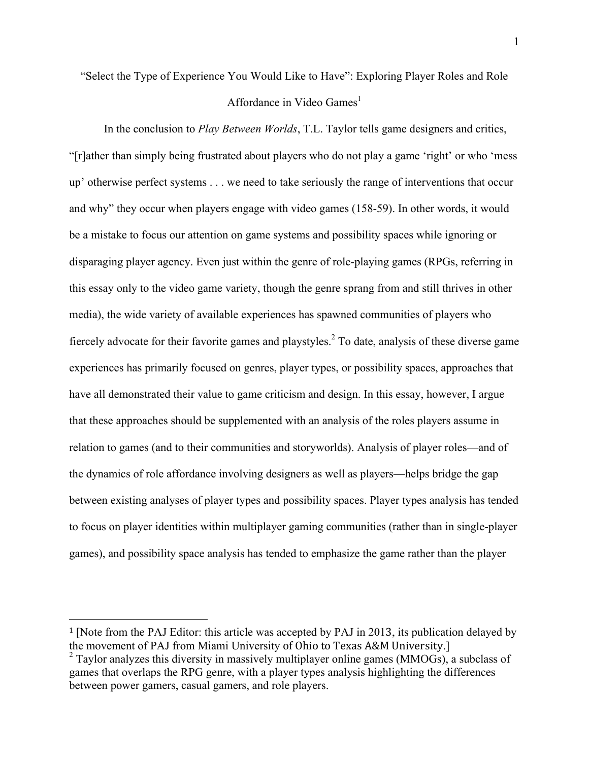# "Select the Type of Experience You Would Like to Have": Exploring Player Roles and Role Affordance in Video Games[1]

In the conclusion to *Play Between Worlds*, T.L. Taylor tells game designers and critics, "[r]ather than simply being frustrated about players who do not play a game 'right' or who 'mess up' otherwise perfect systems . . . we need to take seriously the range of interventions that occur and why" they occur when players engage with video games (158-59). In other words, it would be a mistake to focus our attention on game systems and possibility spaces while ignoring or disparaging player agency. Even just within the genre of role-playing games (RPGs, referring in this essay only to the video game variety, though the genre sprang from and still thrives in other media), the wide variety of available experiences has spawned communities of players who fiercely advocate for their favorite games and playstyles.[2] To date, analysis of these diverse game experiences has primarily focused on genres, player types, or possibility spaces, approaches that have all demonstrated their value to game criticism and design. In this essay, however, I argue that these approaches should be supplemented with an analysis of the roles players assume in relation to games (and to their communities and storyworlds). Analysis of player roles—and of the dynamics of role affordance involving designers as well as players—helps bridge the gap between existing analyses of player types and possibility spaces. Player types analysis has tended to focus on player identities within multiplayer gaming communities (rather than in single-player games), and possibility space analysis has tended to emphasize the game rather than the player

---

[1] [Note from the PAJ Editor: this article was accepted by PAJ in 2013, its publication delayed by the movement of PAJ from Miami University of Ohio to Texas A&M University.]

[2] Taylor analyzes this diversity in massively multiplayer online games (MMOGs), a subclass of games that overlaps the RPG genre, with a player types analysis highlighting the differences between power gamers, casual gamers, and role players.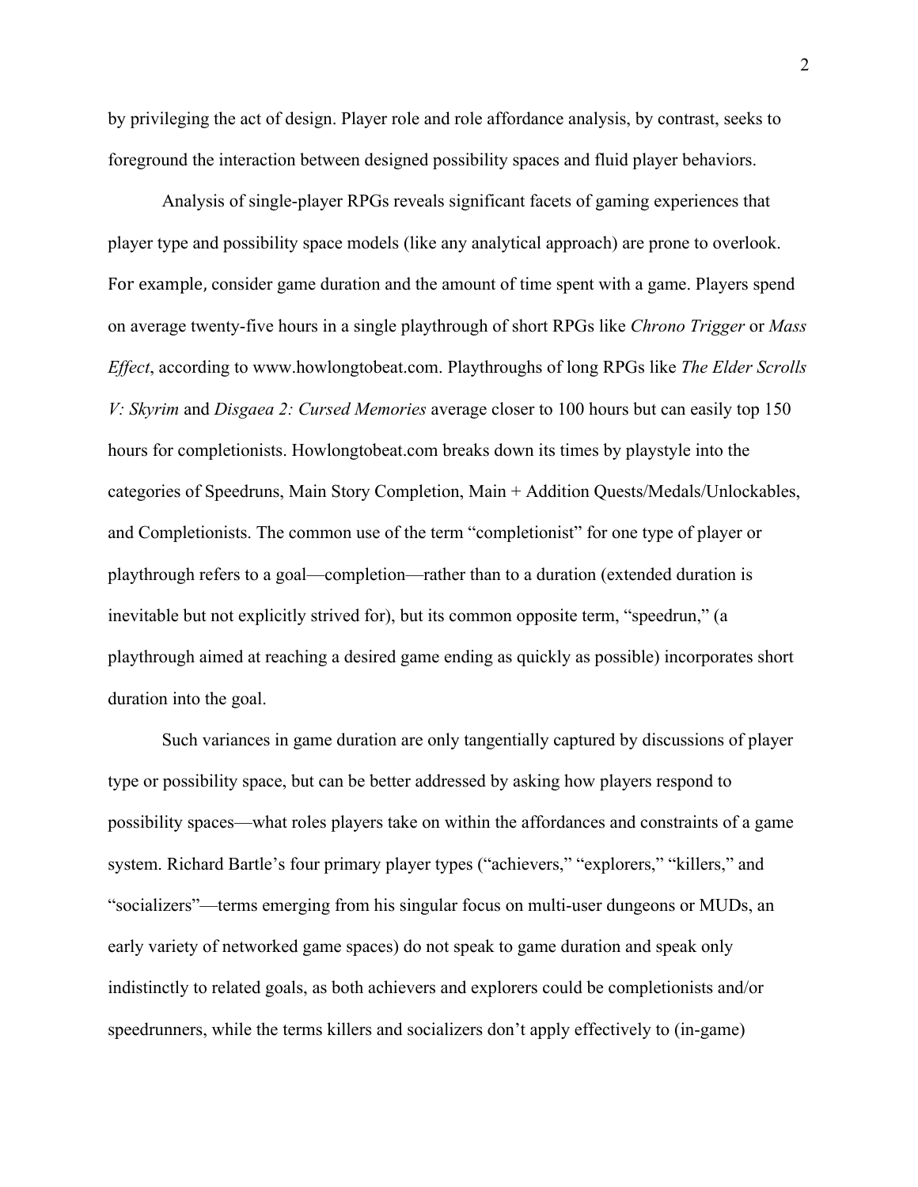by privileging the act of design. Player role and role affordance analysis, by contrast, seeks to foreground the interaction between designed possibility spaces and fluid player behaviors.

Analysis of single-player RPGs reveals significant facets of gaming experiences that player type and possibility space models (like any analytical approach) are prone to overlook. For example, consider game duration and the amount of time spent with a game. Players spend on average twenty-five hours in a single playthrough of short RPGs like *Chrono Trigger* or *Mass Effect*, according to www.howlongtobeat.com. Playthroughs of long RPGs like *The Elder Scrolls V: Skyrim* and *Disgaea 2: Cursed Memories* average closer to 100 hours but can easily top 150 hours for completionists. Howlongtobeat.com breaks down its times by playstyle into the categories of Speedruns, Main Story Completion, Main + Addition Quests/Medals/Unlockables, and Completionists. The common use of the term "completionist" for one type of player or playthrough refers to a goal—completion—rather than to a duration (extended duration is inevitable but not explicitly strived for), but its common opposite term, "speedrun," (a playthrough aimed at reaching a desired game ending as quickly as possible) incorporates short duration into the goal.

Such variances in game duration are only tangentially captured by discussions of player type or possibility space, but can be better addressed by asking how players respond to possibility spaces—what roles players take on within the affordances and constraints of a game system. Richard Bartle's four primary player types ("achievers," "explorers," "killers," and "socializers"—terms emerging from his singular focus on multi-user dungeons or MUDs, an early variety of networked game spaces) do not speak to game duration and speak only indistinctly to related goals, as both achievers and explorers could be completionists and/or speedrunners, while the terms killers and socializers don't apply effectively to (in-game)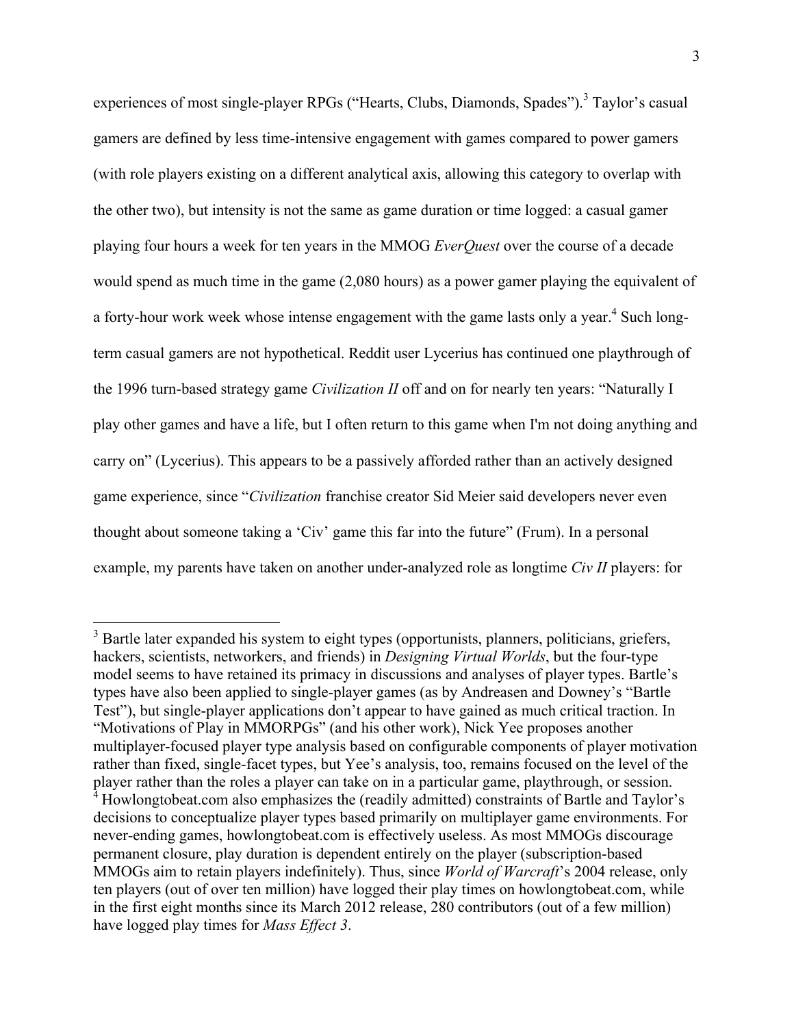experiences of most single-player RPGs ("Hearts, Clubs, Diamonds, Spades").[3] Taylor's casual gamers are defined by less time-intensive engagement with games compared to power gamers (with role players existing on a different analytical axis, allowing this category to overlap with the other two), but intensity is not the same as game duration or time logged: a casual gamer playing four hours a week for ten years in the MMOG *EverQuest* over the course of a decade would spend as much time in the game (2,080 hours) as a power gamer playing the equivalent of a forty-hour work week whose intense engagement with the game lasts only a year.[4] Such long-term casual gamers are not hypothetical. Reddit user Lycerius has continued one playthrough of the 1996 turn-based strategy game *Civilization II* off and on for nearly ten years: "Naturally I play other games and have a life, but I often return to this game when I'm not doing anything and carry on" (Lycerius). This appears to be a passively afforded rather than an actively designed game experience, since "*Civilization* franchise creator Sid Meier said developers never even thought about someone taking a 'Civ' game this far into the future" (Frum). In a personal example, my parents have taken on another under-analyzed role as longtime *Civ II* players: for

[3] Bartle later expanded his system to eight types (opportunists, planners, politicians, griefers, hackers, scientists, networkers, and friends) in *Designing Virtual Worlds*, but the four-type model seems to have retained its primacy in discussions and analyses of player types. Bartle's types have also been applied to single-player games (as by Andreasen and Downey's "Bartle Test"), but single-player applications don't appear to have gained as much critical traction. In "Motivations of Play in MMORPGs" (and his other work), Nick Yee proposes another multiplayer-focused player type analysis based on configurable components of player motivation rather than fixed, single-facet types, but Yee's analysis, too, remains focused on the level of the player rather than the roles a player can take on in a particular game, playthrough, or session.

[4] Howlongtobeat.com also emphasizes the (readily admitted) constraints of Bartle and Taylor's decisions to conceptualize player types based primarily on multiplayer game environments. For never-ending games, howlongtobeat.com is effectively useless. As most MMOGs discourage permanent closure, play duration is dependent entirely on the player (subscription-based MMOGs aim to retain players indefinitely). Thus, since *World of Warcraft*'s 2004 release, only ten players (out of over ten million) have logged their play times on howlongtobeat.com, while in the first eight months since its March 2012 release, 280 contributors (out of a few million) have logged play times for *Mass Effect 3*.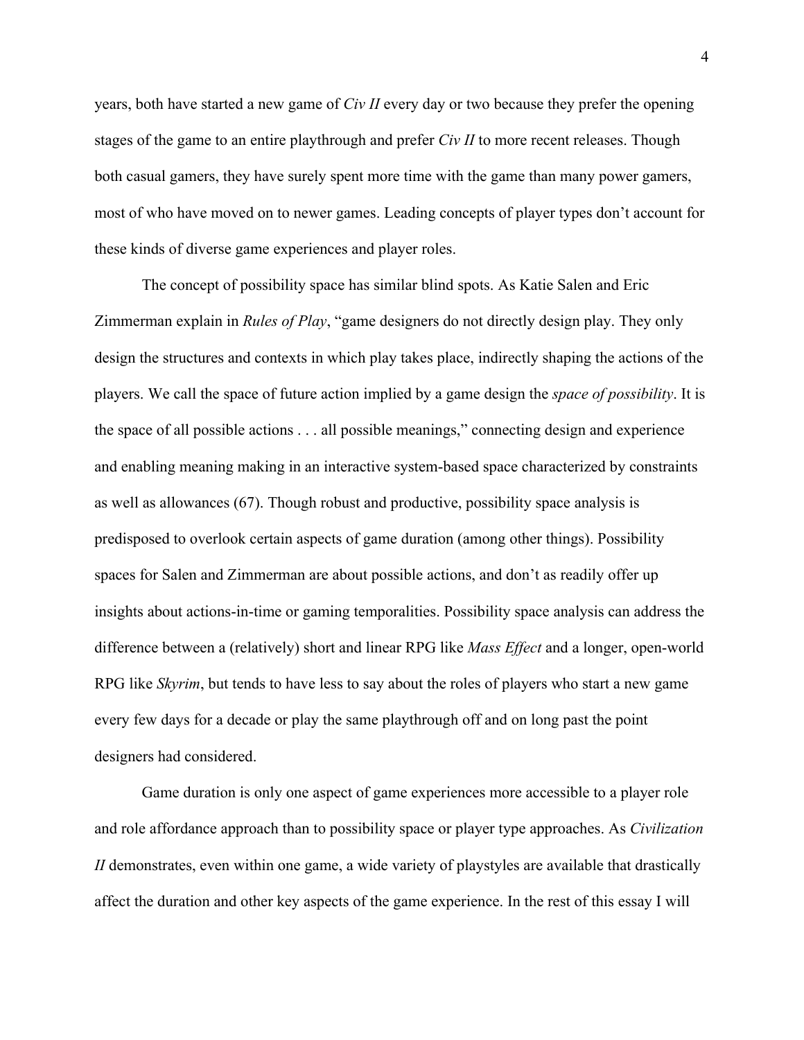years, both have started a new game of *Civ II* every day or two because they prefer the opening stages of the game to an entire playthrough and prefer *Civ II* to more recent releases. Though both casual gamers, they have surely spent more time with the game than many power gamers, most of who have moved on to newer games. Leading concepts of player types don't account for these kinds of diverse game experiences and player roles.

The concept of possibility space has similar blind spots. As Katie Salen and Eric Zimmerman explain in *Rules of Play*, "game designers do not directly design play. They only design the structures and contexts in which play takes place, indirectly shaping the actions of the players. We call the space of future action implied by a game design the *space of possibility*. It is the space of all possible actions . . . all possible meanings," connecting design and experience and enabling meaning making in an interactive system-based space characterized by constraints as well as allowances (67). Though robust and productive, possibility space analysis is predisposed to overlook certain aspects of game duration (among other things). Possibility spaces for Salen and Zimmerman are about possible actions, and don't as readily offer up insights about actions-in-time or gaming temporalities. Possibility space analysis can address the difference between a (relatively) short and linear RPG like *Mass Effect* and a longer, open-world RPG like *Skyrim*, but tends to have less to say about the roles of players who start a new game every few days for a decade or play the same playthrough off and on long past the point designers had considered.

Game duration is only one aspect of game experiences more accessible to a player role and role affordance approach than to possibility space or player type approaches. As *Civilization II* demonstrates, even within one game, a wide variety of playstyles are available that drastically affect the duration and other key aspects of the game experience. In the rest of this essay I will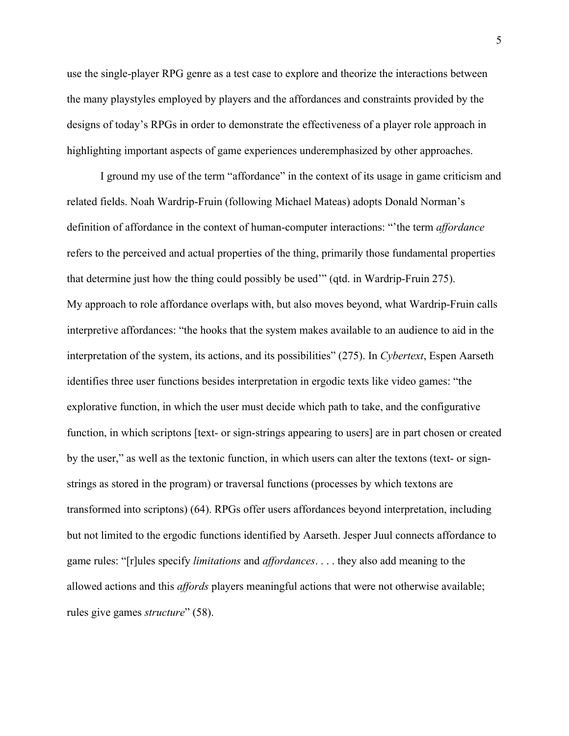use the single-player RPG genre as a test case to explore and theorize the interactions between the many playstyles employed by players and the affordances and constraints provided by the designs of today's RPGs in order to demonstrate the effectiveness of a player role approach in highlighting important aspects of game experiences underemphasized by other approaches.

I ground my use of the term "affordance" in the context of its usage in game criticism and related fields. Noah Wardrip-Fruin (following Michael Mateas) adopts Donald Norman's definition of affordance in the context of human-computer interactions: "'the term *affordance* refers to the perceived and actual properties of the thing, primarily those fundamental properties that determine just how the thing could possibly be used'" (qtd. in Wardrip-Fruin 275).

My approach to role affordance overlaps with, but also moves beyond, what Wardrip-Fruin calls interpretive affordances: "the hooks that the system makes available to an audience to aid in the interpretation of the system, its actions, and its possibilities" (275). In *Cybertext*, Espen Aarseth identifies three user functions besides interpretation in ergodic texts like video games: "the explorative function, in which the user must decide which path to take, and the configurative function, in which scriptons [text- or sign-strings appearing to users] are in part chosen or created by the user," as well as the textonic function, in which users can alter the textons (text- or sign-strings as stored in the program) or traversal functions (processes by which textons are transformed into scriptons) (64). RPGs offer users affordances beyond interpretation, including but not limited to the ergodic functions identified by Aarseth. Jesper Juul connects affordance to game rules: "[r]ules specify *limitations* and *affordances*. . . . they also add meaning to the allowed actions and this *affords* players meaningful actions that were not otherwise available; rules give games *structure*" (58).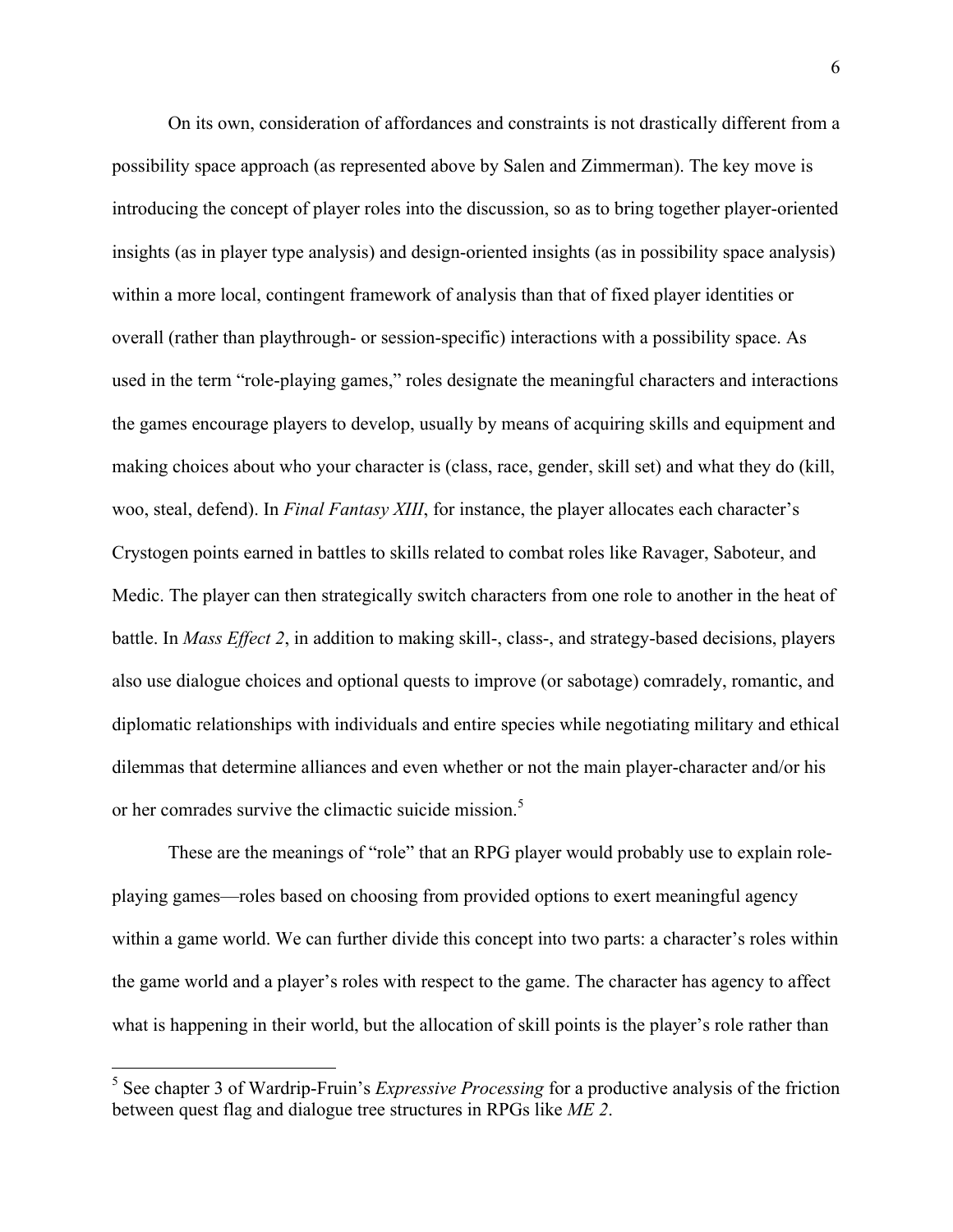On its own, consideration of affordances and constraints is not drastically different from a possibility space approach (as represented above by Salen and Zimmerman). The key move is introducing the concept of player roles into the discussion, so as to bring together player-oriented insights (as in player type analysis) and design-oriented insights (as in possibility space analysis) within a more local, contingent framework of analysis than that of fixed player identities or overall (rather than playthrough- or session-specific) interactions with a possibility space. As used in the term "role-playing games," roles designate the meaningful characters and interactions the games encourage players to develop, usually by means of acquiring skills and equipment and making choices about who your character is (class, race, gender, skill set) and what they do (kill, woo, steal, defend). In *Final Fantasy XIII*, for instance, the player allocates each character's Crystogen points earned in battles to skills related to combat roles like Ravager, Saboteur, and Medic. The player can then strategically switch characters from one role to another in the heat of battle. In *Mass Effect 2*, in addition to making skill-, class-, and strategy-based decisions, players also use dialogue choices and optional quests to improve (or sabotage) comradely, romantic, and diplomatic relationships with individuals and entire species while negotiating military and ethical dilemmas that determine alliances and even whether or not the main player-character and/or his or her comrades survive the climactic suicide mission.[5]

These are the meanings of "role" that an RPG player would probably use to explain role-playing games—roles based on choosing from provided options to exert meaningful agency within a game world. We can further divide this concept into two parts: a character's roles within the game world and a player's roles with respect to the game. The character has agency to affect what is happening in their world, but the allocation of skill points is the player's role rather than

[5] See chapter 3 of Wardrip-Fruin's *Expressive Processing* for a productive analysis of the friction between quest flag and dialogue tree structures in RPGs like *ME 2*.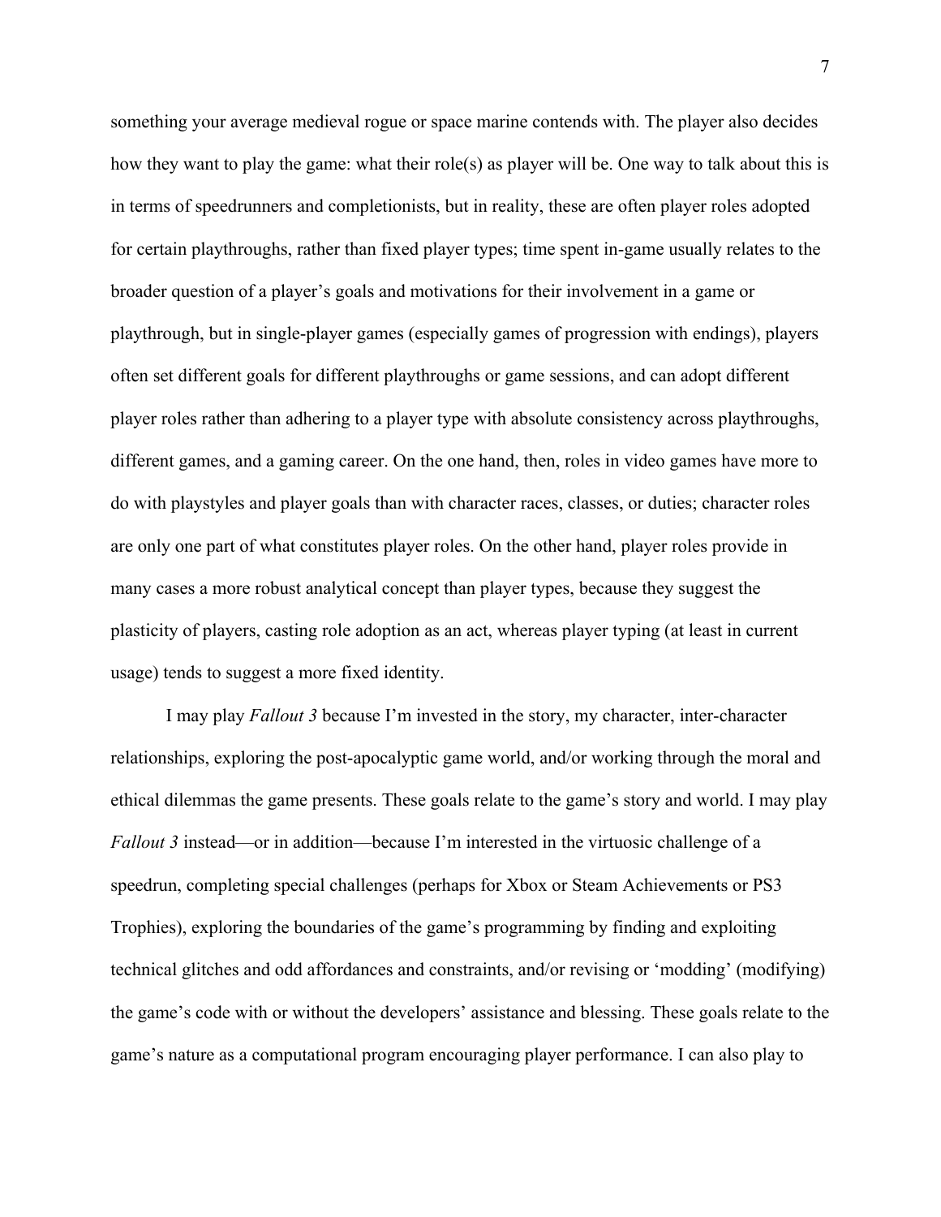something your average medieval rogue or space marine contends with. The player also decides how they want to play the game: what their role(s) as player will be. One way to talk about this is in terms of speedrunners and completionists, but in reality, these are often player roles adopted for certain playthroughs, rather than fixed player types; time spent in-game usually relates to the broader question of a player's goals and motivations for their involvement in a game or playthrough, but in single-player games (especially games of progression with endings), players often set different goals for different playthroughs or game sessions, and can adopt different player roles rather than adhering to a player type with absolute consistency across playthroughs, different games, and a gaming career. On the one hand, then, roles in video games have more to do with playstyles and player goals than with character races, classes, or duties; character roles are only one part of what constitutes player roles. On the other hand, player roles provide in many cases a more robust analytical concept than player types, because they suggest the plasticity of players, casting role adoption as an act, whereas player typing (at least in current usage) tends to suggest a more fixed identity.

I may play *Fallout 3* because I'm invested in the story, my character, inter-character relationships, exploring the post-apocalyptic game world, and/or working through the moral and ethical dilemmas the game presents. These goals relate to the game's story and world. I may play *Fallout 3* instead—or in addition—because I'm interested in the virtuosic challenge of a speedrun, completing special challenges (perhaps for Xbox or Steam Achievements or PS3 Trophies), exploring the boundaries of the game's programming by finding and exploiting technical glitches and odd affordances and constraints, and/or revising or 'modding' (modifying) the game's code with or without the developers' assistance and blessing. These goals relate to the game's nature as a computational program encouraging player performance. I can also play to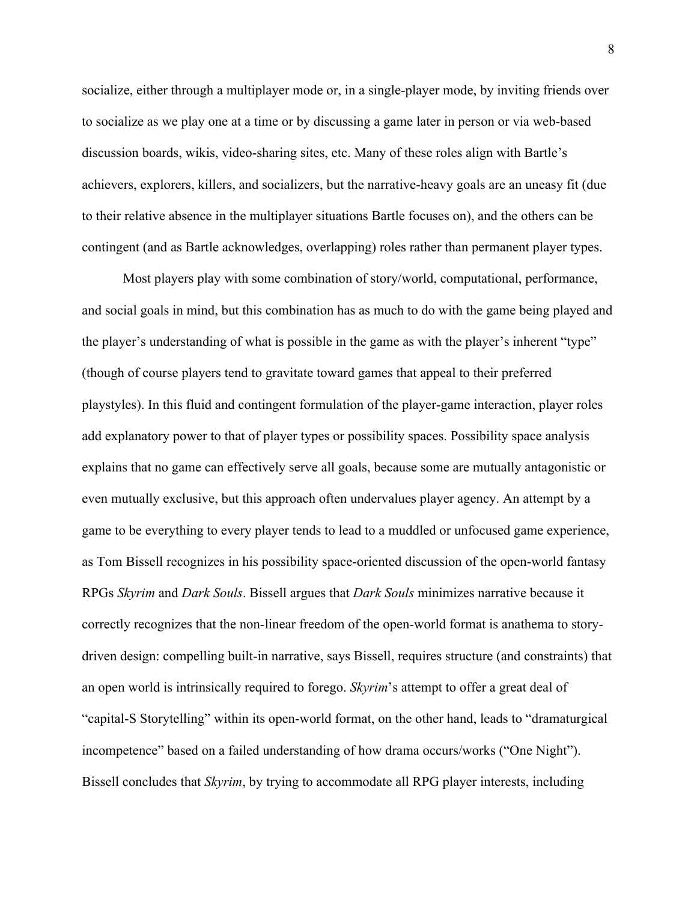socialize, either through a multiplayer mode or, in a single-player mode, by inviting friends over to socialize as we play one at a time or by discussing a game later in person or via web-based discussion boards, wikis, video-sharing sites, etc. Many of these roles align with Bartle's achievers, explorers, killers, and socializers, but the narrative-heavy goals are an uneasy fit (due to their relative absence in the multiplayer situations Bartle focuses on), and the others can be contingent (and as Bartle acknowledges, overlapping) roles rather than permanent player types.

Most players play with some combination of story/world, computational, performance, and social goals in mind, but this combination has as much to do with the game being played and the player's understanding of what is possible in the game as with the player's inherent "type" (though of course players tend to gravitate toward games that appeal to their preferred playstyles). In this fluid and contingent formulation of the player-game interaction, player roles add explanatory power to that of player types or possibility spaces. Possibility space analysis explains that no game can effectively serve all goals, because some are mutually antagonistic or even mutually exclusive, but this approach often undervalues player agency. An attempt by a game to be everything to every player tends to lead to a muddled or unfocused game experience, as Tom Bissell recognizes in his possibility space-oriented discussion of the open-world fantasy RPGs *Skyrim* and *Dark Souls*. Bissell argues that *Dark Souls* minimizes narrative because it correctly recognizes that the non-linear freedom of the open-world format is anathema to story-driven design: compelling built-in narrative, says Bissell, requires structure (and constraints) that an open world is intrinsically required to forego. *Skyrim*'s attempt to offer a great deal of "capital-S Storytelling" within its open-world format, on the other hand, leads to "dramaturgical incompetence" based on a failed understanding of how drama occurs/works ("One Night"). Bissell concludes that *Skyrim*, by trying to accommodate all RPG player interests, including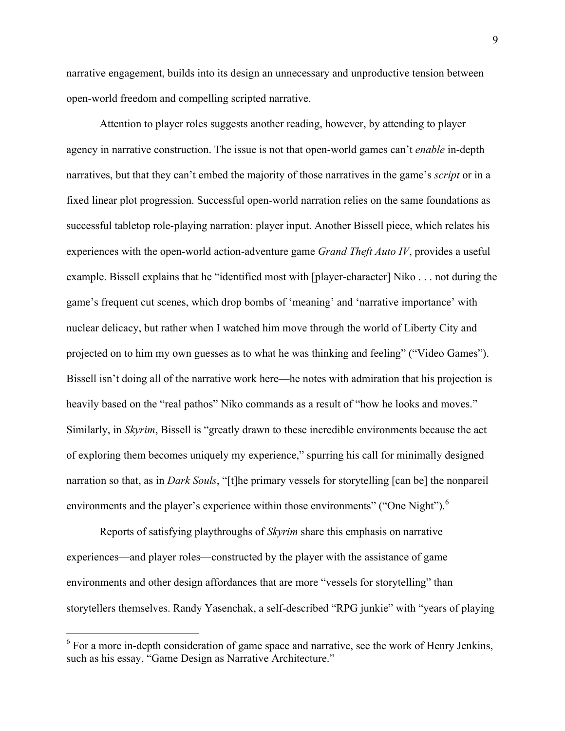narrative engagement, builds into its design an unnecessary and unproductive tension between open-world freedom and compelling scripted narrative.

Attention to player roles suggests another reading, however, by attending to player agency in narrative construction. The issue is not that open-world games can't *enable* in-depth narratives, but that they can't embed the majority of those narratives in the game's *script* or in a fixed linear plot progression. Successful open-world narration relies on the same foundations as successful tabletop role-playing narration: player input. Another Bissell piece, which relates his experiences with the open-world action-adventure game *Grand Theft Auto IV*, provides a useful example. Bissell explains that he "identified most with [player-character] Niko . . . not during the game's frequent cut scenes, which drop bombs of 'meaning' and 'narrative importance' with nuclear delicacy, but rather when I watched him move through the world of Liberty City and projected on to him my own guesses as to what he was thinking and feeling" ("Video Games"). Bissell isn't doing all of the narrative work here—he notes with admiration that his projection is heavily based on the "real pathos" Niko commands as a result of "how he looks and moves." Similarly, in *Skyrim*, Bissell is "greatly drawn to these incredible environments because the act of exploring them becomes uniquely my experience," spurring his call for minimally designed narration so that, as in *Dark Souls*, "[t]he primary vessels for storytelling [can be] the nonpareil environments and the player's experience within those environments" ("One Night").[6]

Reports of satisfying playthroughs of *Skyrim* share this emphasis on narrative experiences—and player roles—constructed by the player with the assistance of game environments and other design affordances that are more "vessels for storytelling" than storytellers themselves. Randy Yasenchak, a self-described "RPG junkie" with "years of playing

[6] For a more in-depth consideration of game space and narrative, see the work of Henry Jenkins, such as his essay, "Game Design as Narrative Architecture."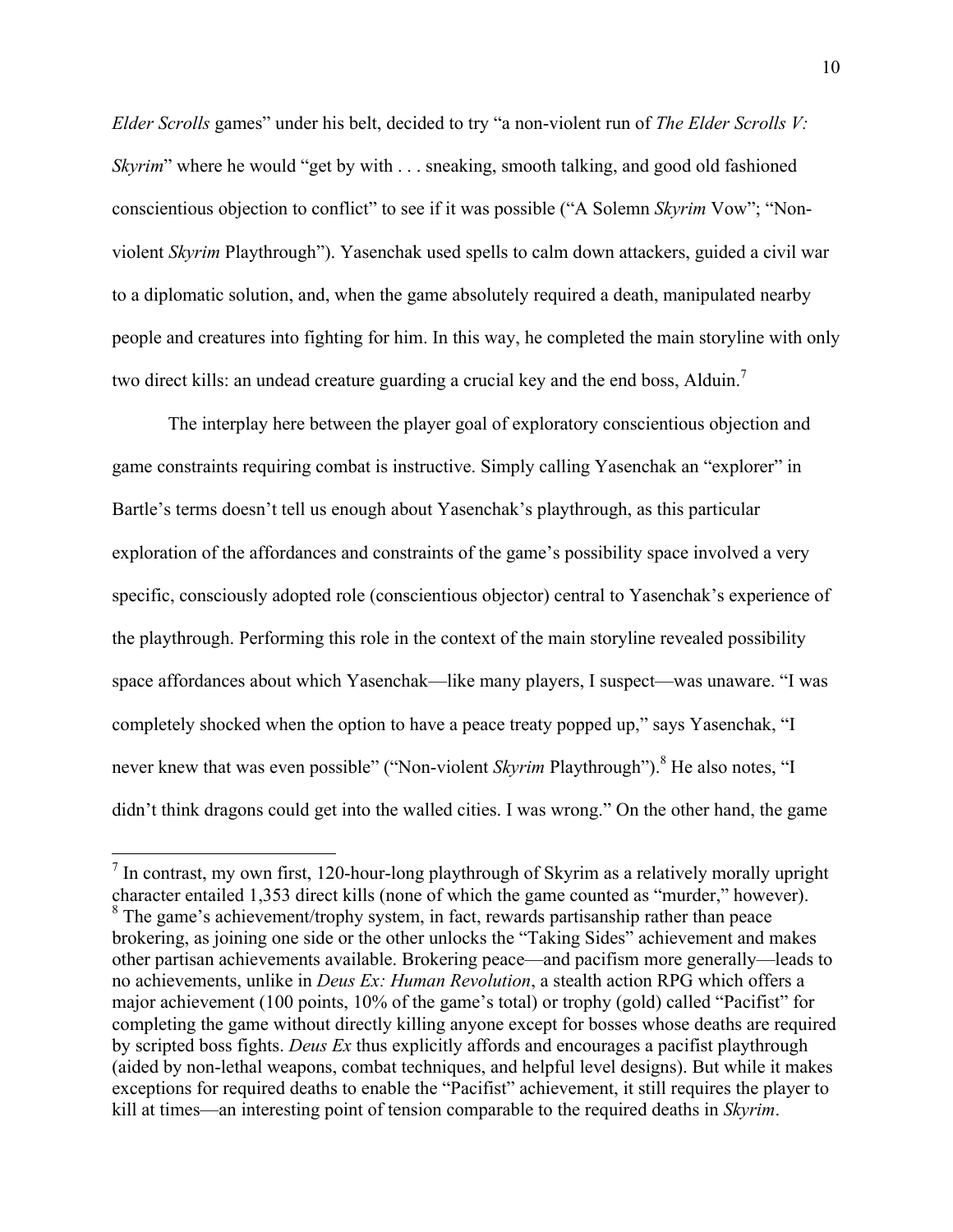*Elder Scrolls* games" under his belt, decided to try "a non-violent run of *The Elder Scrolls V: Skyrim*" where he would "get by with . . . sneaking, smooth talking, and good old fashioned conscientious objection to conflict" to see if it was possible ("A Solemn *Skyrim* Vow"; "Non-violent *Skyrim* Playthrough"). Yasenchak used spells to calm down attackers, guided a civil war to a diplomatic solution, and, when the game absolutely required a death, manipulated nearby people and creatures into fighting for him. In this way, he completed the main storyline with only two direct kills: an undead creature guarding a crucial key and the end boss, Alduin.[7]

The interplay here between the player goal of exploratory conscientious objection and game constraints requiring combat is instructive. Simply calling Yasenchak an "explorer" in Bartle's terms doesn't tell us enough about Yasenchak's playthrough, as this particular exploration of the affordances and constraints of the game's possibility space involved a very specific, consciously adopted role (conscientious objector) central to Yasenchak's experience of the playthrough. Performing this role in the context of the main storyline revealed possibility space affordances about which Yasenchak—like many players, I suspect—was unaware. "I was completely shocked when the option to have a peace treaty popped up," says Yasenchak, "I never knew that was even possible" ("Non-violent *Skyrim* Playthrough").[8] He also notes, "I didn't think dragons could get into the walled cities. I was wrong." On the other hand, the game

---

[7] In contrast, my own first, 120-hour-long playthrough of Skyrim as a relatively morally upright character entailed 1,353 direct kills (none of which the game counted as "murder," however).

[8] The game's achievement/trophy system, in fact, rewards partisanship rather than peace brokering, as joining one side or the other unlocks the "Taking Sides" achievement and makes other partisan achievements available. Brokering peace—and pacifism more generally—leads to no achievements, unlike in *Deus Ex: Human Revolution*, a stealth action RPG which offers a major achievement (100 points, 10% of the game's total) or trophy (gold) called "Pacifist" for completing the game without directly killing anyone except for bosses whose deaths are required by scripted boss fights. *Deus Ex* thus explicitly affords and encourages a pacifist playthrough (aided by non-lethal weapons, combat techniques, and helpful level designs). But while it makes exceptions for required deaths to enable the "Pacifist" achievement, it still requires the player to kill at times—an interesting point of tension comparable to the required deaths in *Skyrim*.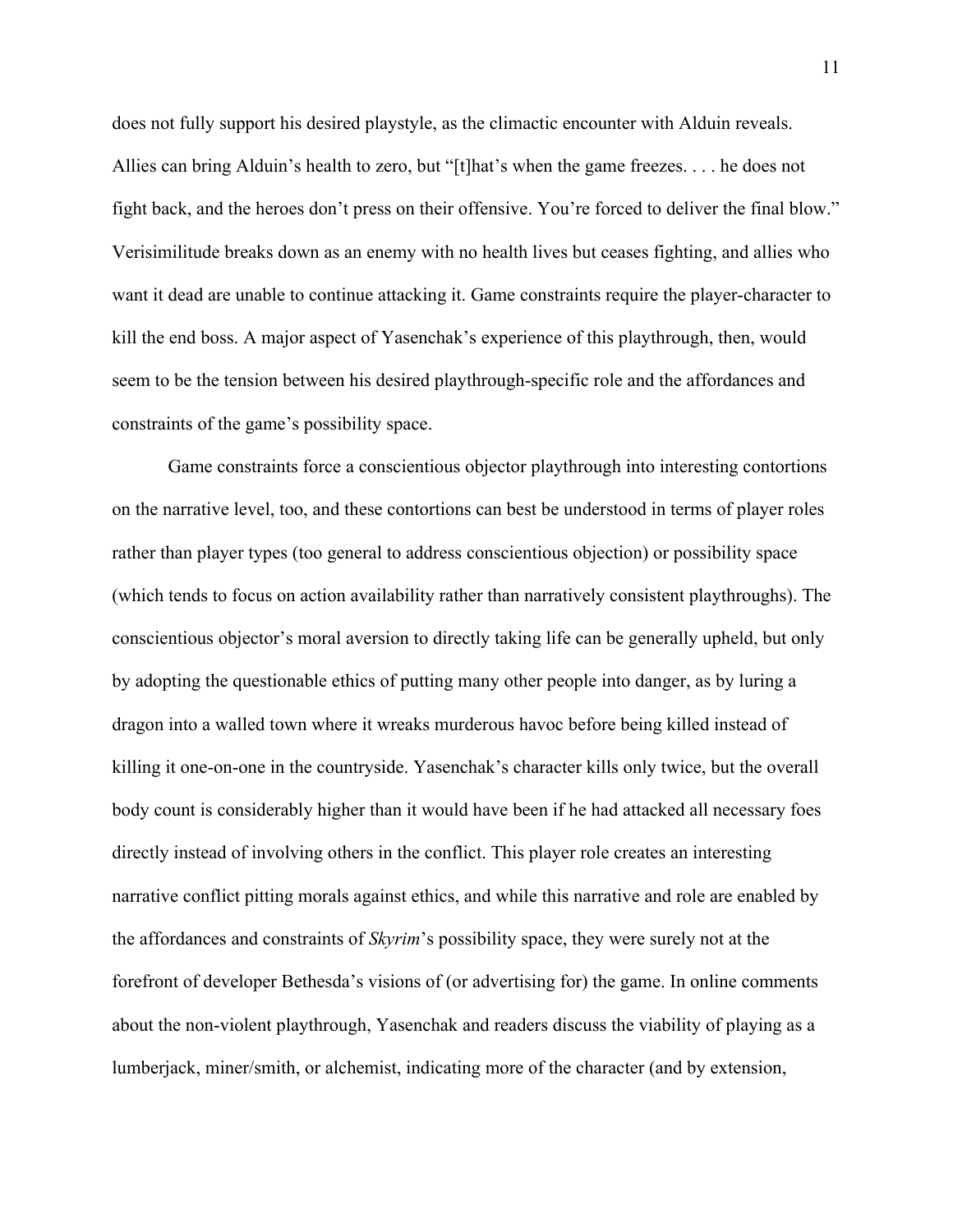does not fully support his desired playstyle, as the climactic encounter with Alduin reveals. Allies can bring Alduin's health to zero, but "[t]hat's when the game freezes. . . . he does not fight back, and the heroes don't press on their offensive. You're forced to deliver the final blow." Verisimilitude breaks down as an enemy with no health lives but ceases fighting, and allies who want it dead are unable to continue attacking it. Game constraints require the player-character to kill the end boss. A major aspect of Yasenchak's experience of this playthrough, then, would seem to be the tension between his desired playthrough-specific role and the affordances and constraints of the game's possibility space.

Game constraints force a conscientious objector playthrough into interesting contortions on the narrative level, too, and these contortions can best be understood in terms of player roles rather than player types (too general to address conscientious objection) or possibility space (which tends to focus on action availability rather than narratively consistent playthroughs). The conscientious objector's moral aversion to directly taking life can be generally upheld, but only by adopting the questionable ethics of putting many other people into danger, as by luring a dragon into a walled town where it wreaks murderous havoc before being killed instead of killing it one-on-one in the countryside. Yasenchak's character kills only twice, but the overall body count is considerably higher than it would have been if he had attacked all necessary foes directly instead of involving others in the conflict. This player role creates an interesting narrative conflict pitting morals against ethics, and while this narrative and role are enabled by the affordances and constraints of *Skyrim*'s possibility space, they were surely not at the forefront of developer Bethesda's visions of (or advertising for) the game. In online comments about the non-violent playthrough, Yasenchak and readers discuss the viability of playing as a lumberjack, miner/smith, or alchemist, indicating more of the character (and by extension,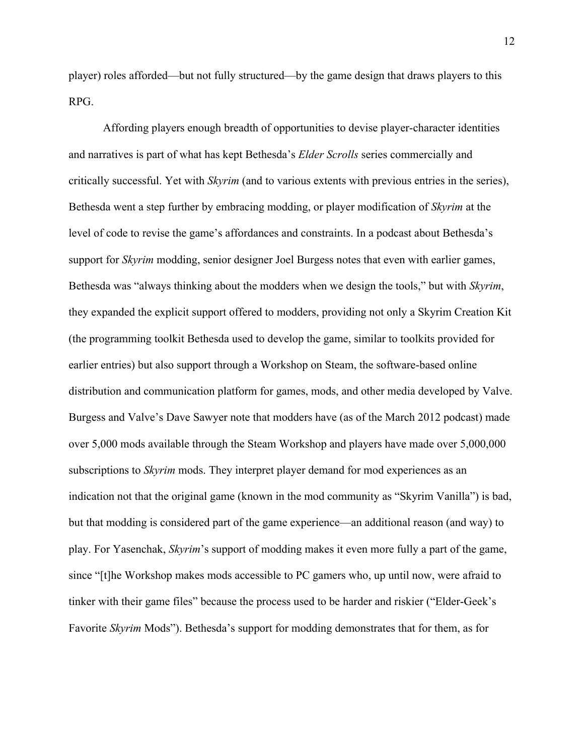player) roles afforded—but not fully structured—by the game design that draws players to this RPG.

Affording players enough breadth of opportunities to devise player-character identities and narratives is part of what has kept Bethesda's *Elder Scrolls* series commercially and critically successful. Yet with *Skyrim* (and to various extents with previous entries in the series), Bethesda went a step further by embracing modding, or player modification of *Skyrim* at the level of code to revise the game's affordances and constraints. In a podcast about Bethesda's support for *Skyrim* modding, senior designer Joel Burgess notes that even with earlier games, Bethesda was "always thinking about the modders when we design the tools," but with *Skyrim*, they expanded the explicit support offered to modders, providing not only a Skyrim Creation Kit (the programming toolkit Bethesda used to develop the game, similar to toolkits provided for earlier entries) but also support through a Workshop on Steam, the software-based online distribution and communication platform for games, mods, and other media developed by Valve. Burgess and Valve's Dave Sawyer note that modders have (as of the March 2012 podcast) made over 5,000 mods available through the Steam Workshop and players have made over 5,000,000 subscriptions to *Skyrim* mods. They interpret player demand for mod experiences as an indication not that the original game (known in the mod community as "Skyrim Vanilla") is bad, but that modding is considered part of the game experience—an additional reason (and way) to play. For Yasenchak, *Skyrim*'s support of modding makes it even more fully a part of the game, since "[t]he Workshop makes mods accessible to PC gamers who, up until now, were afraid to tinker with their game files" because the process used to be harder and riskier ("Elder-Geek's Favorite *Skyrim* Mods"). Bethesda's support for modding demonstrates that for them, as for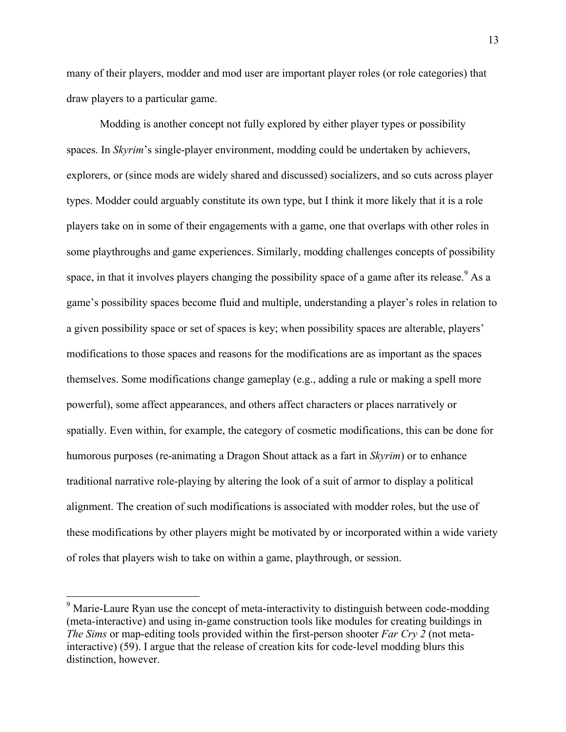many of their players, modder and mod user are important player roles (or role categories) that draw players to a particular game.

Modding is another concept not fully explored by either player types or possibility spaces. In *Skyrim*'s single-player environment, modding could be undertaken by achievers, explorers, or (since mods are widely shared and discussed) socializers, and so cuts across player types. Modder could arguably constitute its own type, but I think it more likely that it is a role players take on in some of their engagements with a game, one that overlaps with other roles in some playthroughs and game experiences. Similarly, modding challenges concepts of possibility space, in that it involves players changing the possibility space of a game after its release.[9] As a game's possibility spaces become fluid and multiple, understanding a player's roles in relation to a given possibility space or set of spaces is key; when possibility spaces are alterable, players' modifications to those spaces and reasons for the modifications are as important as the spaces themselves. Some modifications change gameplay (e.g., adding a rule or making a spell more powerful), some affect appearances, and others affect characters or places narratively or spatially. Even within, for example, the category of cosmetic modifications, this can be done for humorous purposes (re-animating a Dragon Shout attack as a fart in *Skyrim*) or to enhance traditional narrative role-playing by altering the look of a suit of armor to display a political alignment. The creation of such modifications is associated with modder roles, but the use of these modifications by other players might be motivated by or incorporated within a wide variety of roles that players wish to take on within a game, playthrough, or session.

---

[9] Marie-Laure Ryan use the concept of meta-interactivity to distinguish between code-modding (meta-interactive) and using in-game construction tools like modules for creating buildings in *The Sims* or map-editing tools provided within the first-person shooter *Far Cry 2* (not meta-interactive) (59). I argue that the release of creation kits for code-level modding blurs this distinction, however.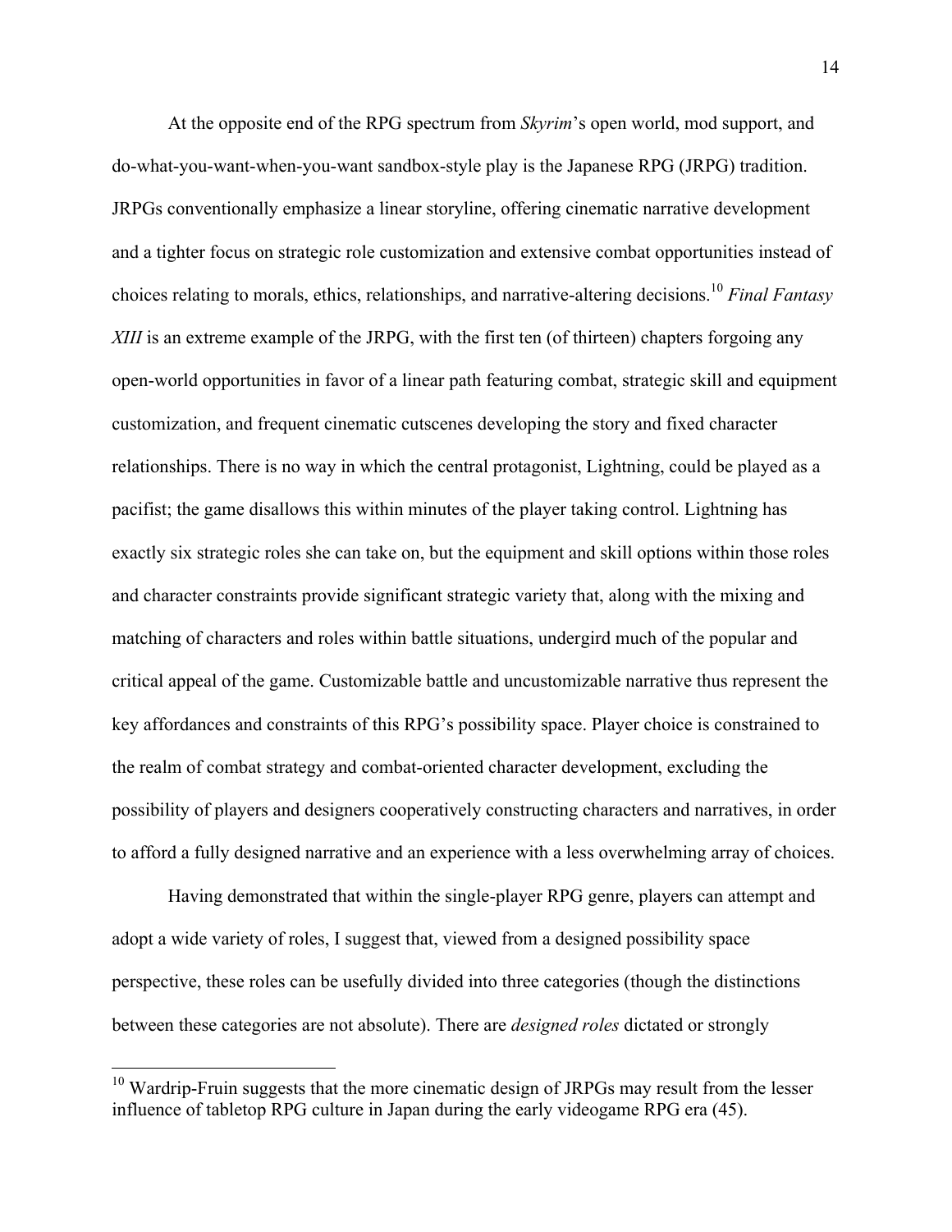At the opposite end of the RPG spectrum from *Skyrim*'s open world, mod support, and do-what-you-want-when-you-want sandbox-style play is the Japanese RPG (JRPG) tradition. JRPGs conventionally emphasize a linear storyline, offering cinematic narrative development and a tighter focus on strategic role customization and extensive combat opportunities instead of choices relating to morals, ethics, relationships, and narrative-altering decisions.[10] *Final Fantasy XIII* is an extreme example of the JRPG, with the first ten (of thirteen) chapters forgoing any open-world opportunities in favor of a linear path featuring combat, strategic skill and equipment customization, and frequent cinematic cutscenes developing the story and fixed character relationships. There is no way in which the central protagonist, Lightning, could be played as a pacifist; the game disallows this within minutes of the player taking control. Lightning has exactly six strategic roles she can take on, but the equipment and skill options within those roles and character constraints provide significant strategic variety that, along with the mixing and matching of characters and roles within battle situations, undergird much of the popular and critical appeal of the game. Customizable battle and uncustomizable narrative thus represent the key affordances and constraints of this RPG's possibility space. Player choice is constrained to the realm of combat strategy and combat-oriented character development, excluding the possibility of players and designers cooperatively constructing characters and narratives, in order to afford a fully designed narrative and an experience with a less overwhelming array of choices.

Having demonstrated that within the single-player RPG genre, players can attempt and adopt a wide variety of roles, I suggest that, viewed from a designed possibility space perspective, these roles can be usefully divided into three categories (though the distinctions between these categories are not absolute). There are *designed roles* dictated or strongly

---

[10] Wardrip-Fruin suggests that the more cinematic design of JRPGs may result from the lesser influence of tabletop RPG culture in Japan during the early videogame RPG era (45).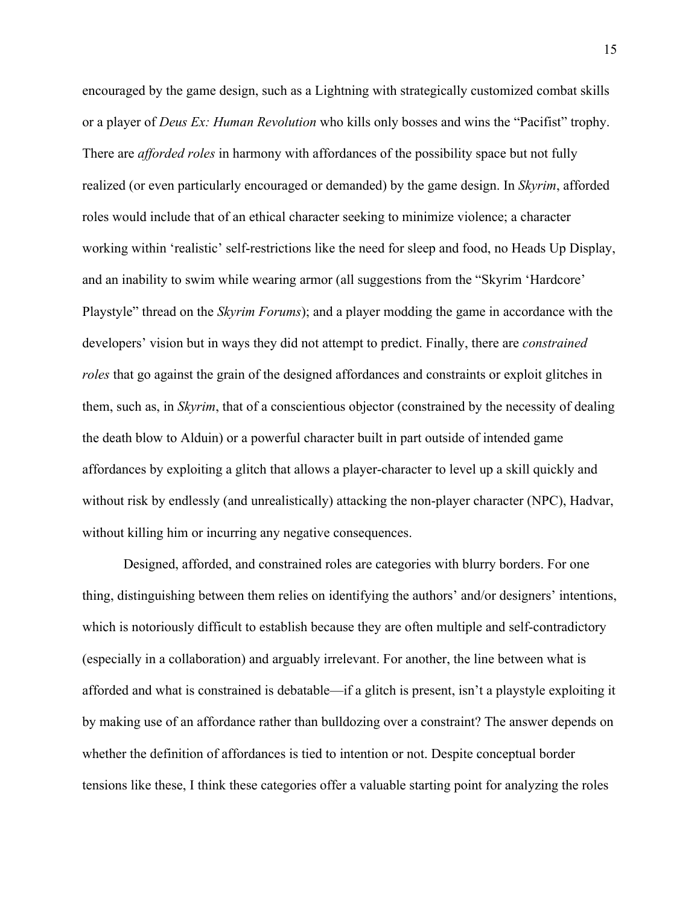encouraged by the game design, such as a Lightning with strategically customized combat skills or a player of *Deus Ex: Human Revolution* who kills only bosses and wins the “Pacifist” trophy. There are *afforded roles* in harmony with affordances of the possibility space but not fully realized (or even particularly encouraged or demanded) by the game design. In *Skyrim*, afforded roles would include that of an ethical character seeking to minimize violence; a character working within ‘realistic’ self-restrictions like the need for sleep and food, no Heads Up Display, and an inability to swim while wearing armor (all suggestions from the “Skyrim ‘Hardcore’ Playstyle” thread on the *Skyrim Forums*); and a player modding the game in accordance with the developers’ vision but in ways they did not attempt to predict. Finally, there are *constrained roles* that go against the grain of the designed affordances and constraints or exploit glitches in them, such as, in *Skyrim*, that of a conscientious objector (constrained by the necessity of dealing the death blow to Alduin) or a powerful character built in part outside of intended game affordances by exploiting a glitch that allows a player-character to level up a skill quickly and without risk by endlessly (and unrealistically) attacking the non-player character (NPC), Hadvar, without killing him or incurring any negative consequences.

Designed, afforded, and constrained roles are categories with blurry borders. For one thing, distinguishing between them relies on identifying the authors’ and/or designers’ intentions, which is notoriously difficult to establish because they are often multiple and self-contradictory (especially in a collaboration) and arguably irrelevant. For another, the line between what is afforded and what is constrained is debatable—if a glitch is present, isn’t a playstyle exploiting it by making use of an affordance rather than bulldozing over a constraint? The answer depends on whether the definition of affordances is tied to intention or not. Despite conceptual border tensions like these, I think these categories offer a valuable starting point for analyzing the roles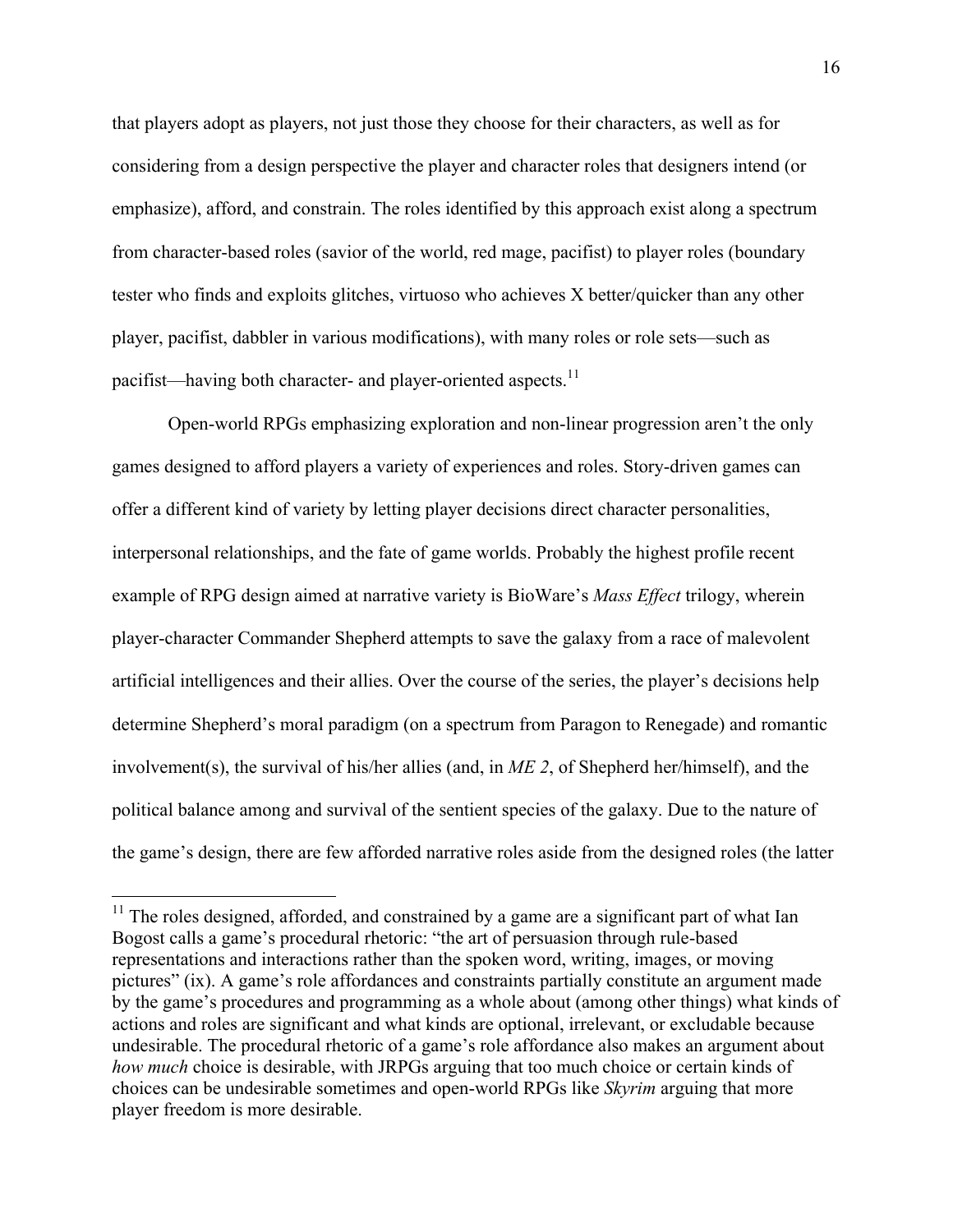that players adopt as players, not just those they choose for their characters, as well as for considering from a design perspective the player and character roles that designers intend (or emphasize), afford, and constrain. The roles identified by this approach exist along a spectrum from character-based roles (savior of the world, red mage, pacifist) to player roles (boundary tester who finds and exploits glitches, virtuoso who achieves X better/quicker than any other player, pacifist, dabbler in various modifications), with many roles or role sets—such as pacifist—having both character- and player-oriented aspects.[11]

Open-world RPGs emphasizing exploration and non-linear progression aren't the only games designed to afford players a variety of experiences and roles. Story-driven games can offer a different kind of variety by letting player decisions direct character personalities, interpersonal relationships, and the fate of game worlds. Probably the highest profile recent example of RPG design aimed at narrative variety is BioWare's *Mass Effect* trilogy, wherein player-character Commander Shepherd attempts to save the galaxy from a race of malevolent artificial intelligences and their allies. Over the course of the series, the player's decisions help determine Shepherd's moral paradigm (on a spectrum from Paragon to Renegade) and romantic involvement(s), the survival of his/her allies (and, in *ME 2*, of Shepherd her/himself), and the political balance among and survival of the sentient species of the galaxy. Due to the nature of the game's design, there are few afforded narrative roles aside from the designed roles (the latter

[11] The roles designed, afforded, and constrained by a game are a significant part of what Ian Bogost calls a game's procedural rhetoric: "the art of persuasion through rule-based representations and interactions rather than the spoken word, writing, images, or moving pictures" (ix). A game's role affordances and constraints partially constitute an argument made by the game's procedures and programming as a whole about (among other things) what kinds of actions and roles are significant and what kinds are optional, irrelevant, or excludable because undesirable. The procedural rhetoric of a game's role affordance also makes an argument about *how much* choice is desirable, with JRPGs arguing that too much choice or certain kinds of choices can be undesirable sometimes and open-world RPGs like *Skyrim* arguing that more player freedom is more desirable.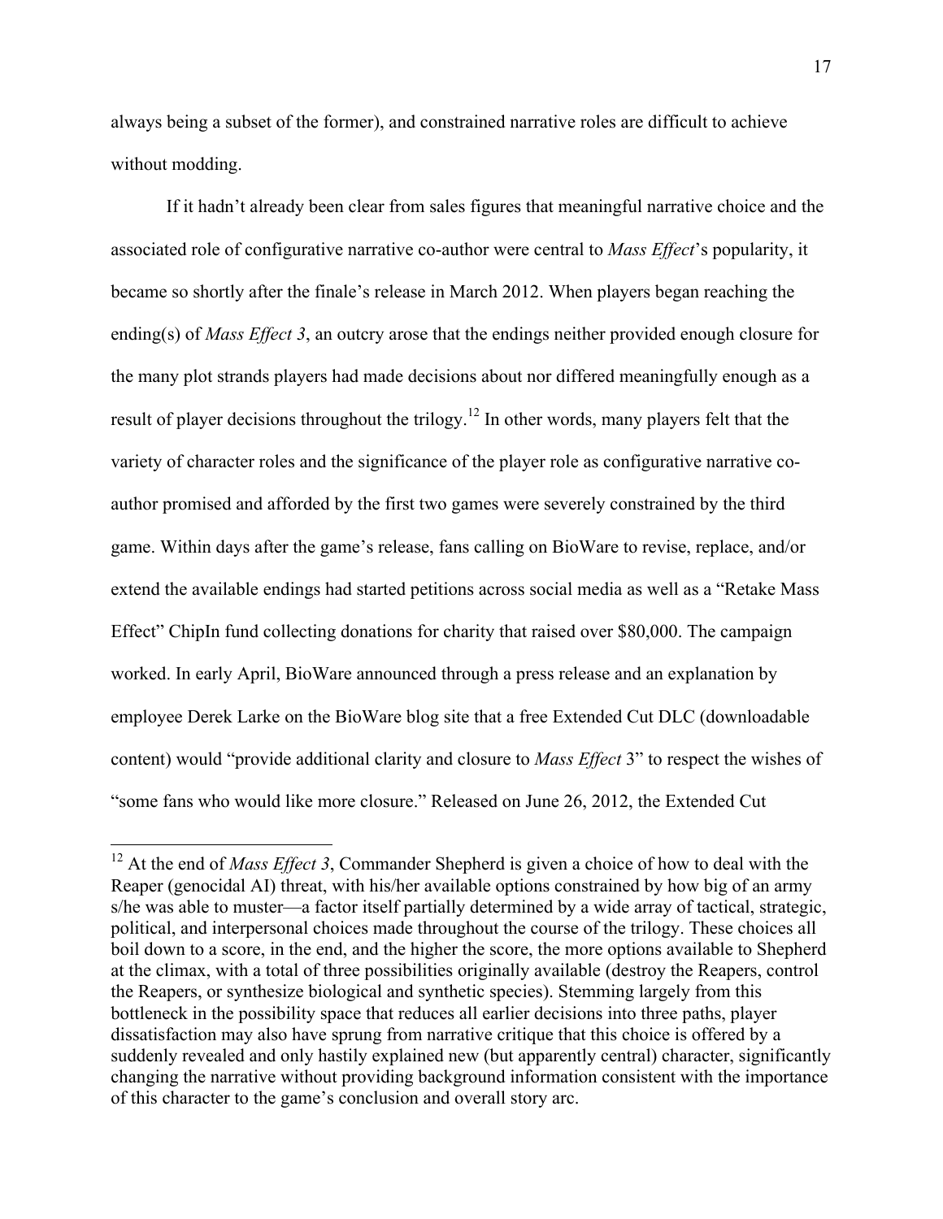always being a subset of the former), and constrained narrative roles are difficult to achieve without modding.

If it hadn't already been clear from sales figures that meaningful narrative choice and the associated role of configurative narrative co-author were central to *Mass Effect*'s popularity, it became so shortly after the finale's release in March 2012. When players began reaching the ending(s) of *Mass Effect 3*, an outcry arose that the endings neither provided enough closure for the many plot strands players had made decisions about nor differed meaningfully enough as a result of player decisions throughout the trilogy.[12] In other words, many players felt that the variety of character roles and the significance of the player role as configurative narrative co-author promised and afforded by the first two games were severely constrained by the third game. Within days after the game's release, fans calling on BioWare to revise, replace, and/or extend the available endings had started petitions across social media as well as a "Retake Mass Effect" ChipIn fund collecting donations for charity that raised over $80,000. The campaign worked. In early April, BioWare announced through a press release and an explanation by employee Derek Larke on the BioWare blog site that a free Extended Cut DLC (downloadable content) would "provide additional clarity and closure to *Mass Effect* 3" to respect the wishes of "some fans who would like more closure." Released on June 26, 2012, the Extended Cut

---

[12] At the end of *Mass Effect 3*, Commander Shepherd is given a choice of how to deal with the Reaper (genocidal AI) threat, with his/her available options constrained by how big of an army s/he was able to muster—a factor itself partially determined by a wide array of tactical, strategic, political, and interpersonal choices made throughout the course of the trilogy. These choices all boil down to a score, in the end, and the higher the score, the more options available to Shepherd at the climax, with a total of three possibilities originally available (destroy the Reapers, control the Reapers, or synthesize biological and synthetic species). Stemming largely from this bottleneck in the possibility space that reduces all earlier decisions into three paths, player dissatisfaction may also have sprung from narrative critique that this choice is offered by a suddenly revealed and only hastily explained new (but apparently central) character, significantly changing the narrative without providing background information consistent with the importance of this character to the game's conclusion and overall story arc.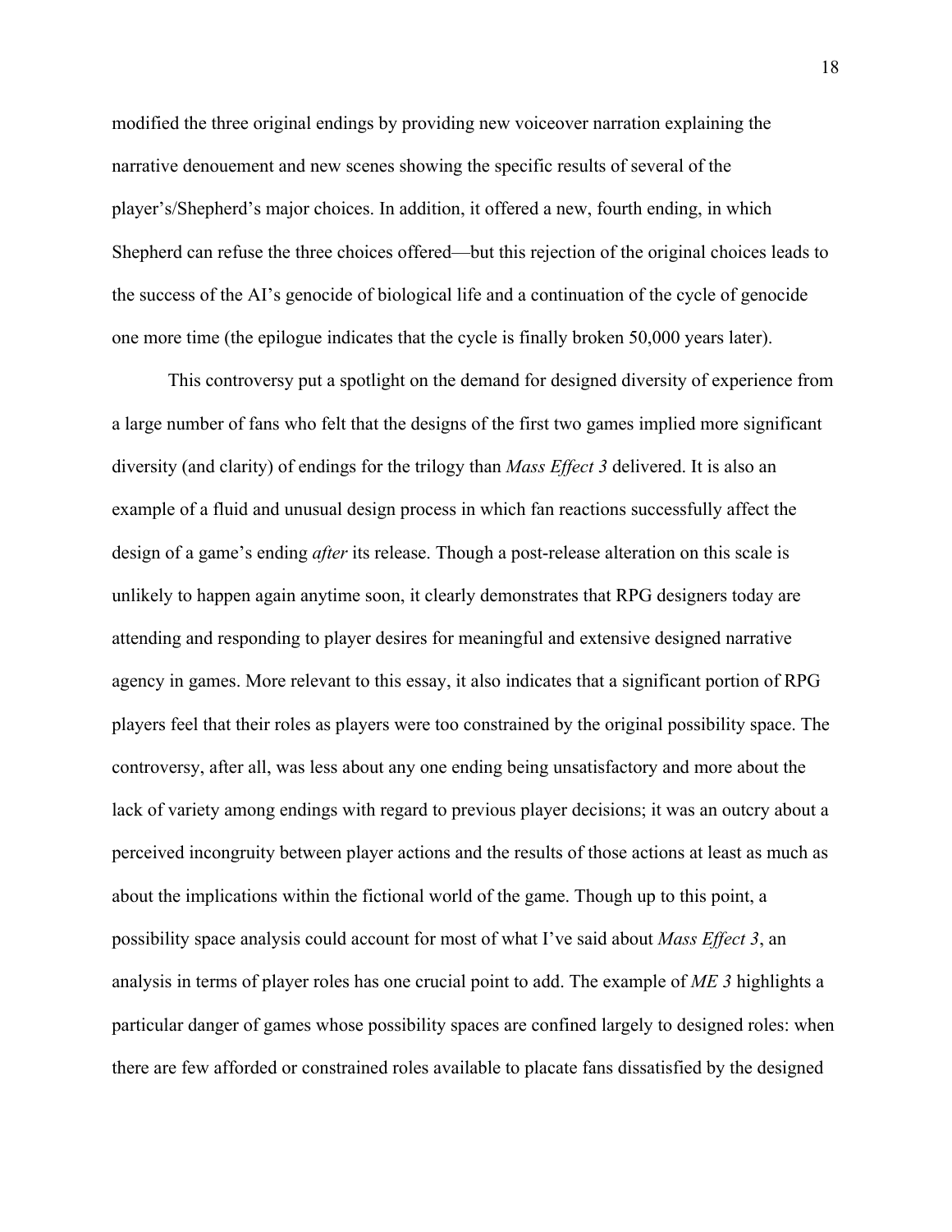modified the three original endings by providing new voiceover narration explaining the narrative denouement and new scenes showing the specific results of several of the player's/Shepherd's major choices. In addition, it offered a new, fourth ending, in which Shepherd can refuse the three choices offered—but this rejection of the original choices leads to the success of the AI's genocide of biological life and a continuation of the cycle of genocide one more time (the epilogue indicates that the cycle is finally broken 50,000 years later).

This controversy put a spotlight on the demand for designed diversity of experience from a large number of fans who felt that the designs of the first two games implied more significant diversity (and clarity) of endings for the trilogy than *Mass Effect 3* delivered. It is also an example of a fluid and unusual design process in which fan reactions successfully affect the design of a game's ending *after* its release. Though a post-release alteration on this scale is unlikely to happen again anytime soon, it clearly demonstrates that RPG designers today are attending and responding to player desires for meaningful and extensive designed narrative agency in games. More relevant to this essay, it also indicates that a significant portion of RPG players feel that their roles as players were too constrained by the original possibility space. The controversy, after all, was less about any one ending being unsatisfactory and more about the lack of variety among endings with regard to previous player decisions; it was an outcry about a perceived incongruity between player actions and the results of those actions at least as much as about the implications within the fictional world of the game. Though up to this point, a possibility space analysis could account for most of what I've said about *Mass Effect 3*, an analysis in terms of player roles has one crucial point to add. The example of *ME 3* highlights a particular danger of games whose possibility spaces are confined largely to designed roles: when there are few afforded or constrained roles available to placate fans dissatisfied by the designed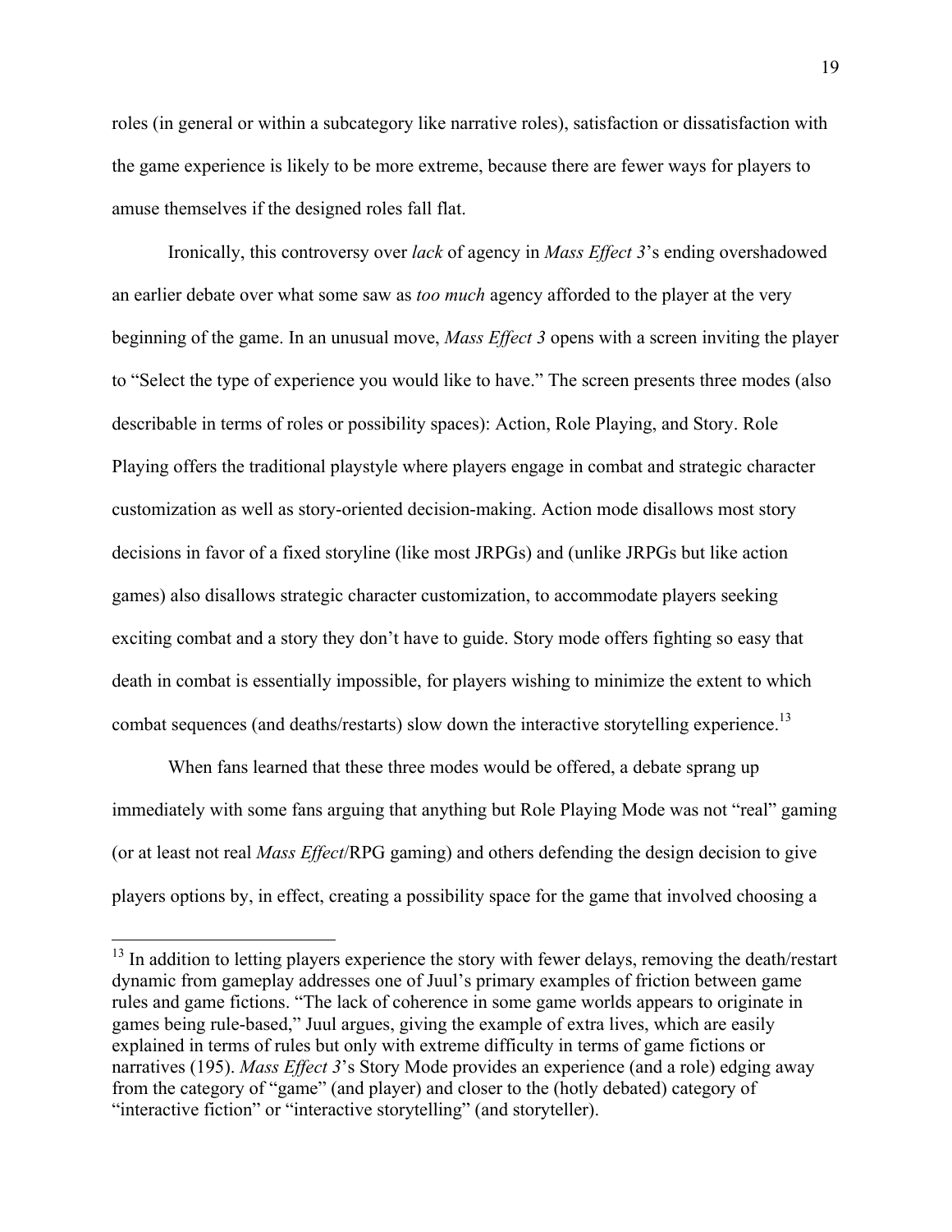roles (in general or within a subcategory like narrative roles), satisfaction or dissatisfaction with the game experience is likely to be more extreme, because there are fewer ways for players to amuse themselves if the designed roles fall flat.

Ironically, this controversy over *lack* of agency in *Mass Effect 3*'s ending overshadowed an earlier debate over what some saw as *too much* agency afforded to the player at the very beginning of the game. In an unusual move, *Mass Effect 3* opens with a screen inviting the player to "Select the type of experience you would like to have." The screen presents three modes (also describable in terms of roles or possibility spaces): Action, Role Playing, and Story. Role Playing offers the traditional playstyle where players engage in combat and strategic character customization as well as story-oriented decision-making. Action mode disallows most story decisions in favor of a fixed storyline (like most JRPGs) and (unlike JRPGs but like action games) also disallows strategic character customization, to accommodate players seeking exciting combat and a story they don't have to guide. Story mode offers fighting so easy that death in combat is essentially impossible, for players wishing to minimize the extent to which combat sequences (and deaths/restarts) slow down the interactive storytelling experience.[13]

When fans learned that these three modes would be offered, a debate sprang up immediately with some fans arguing that anything but Role Playing Mode was not "real" gaming (or at least not real *Mass Effect*/RPG gaming) and others defending the design decision to give players options by, in effect, creating a possibility space for the game that involved choosing a

---

[13] In addition to letting players experience the story with fewer delays, removing the death/restart dynamic from gameplay addresses one of Juul's primary examples of friction between game rules and game fictions. "The lack of coherence in some game worlds appears to originate in games being rule-based," Juul argues, giving the example of extra lives, which are easily explained in terms of rules but only with extreme difficulty in terms of game fictions or narratives (195). *Mass Effect 3*'s Story Mode provides an experience (and a role) edging away from the category of "game" (and player) and closer to the (hotly debated) category of "interactive fiction" or "interactive storytelling" (and storyteller).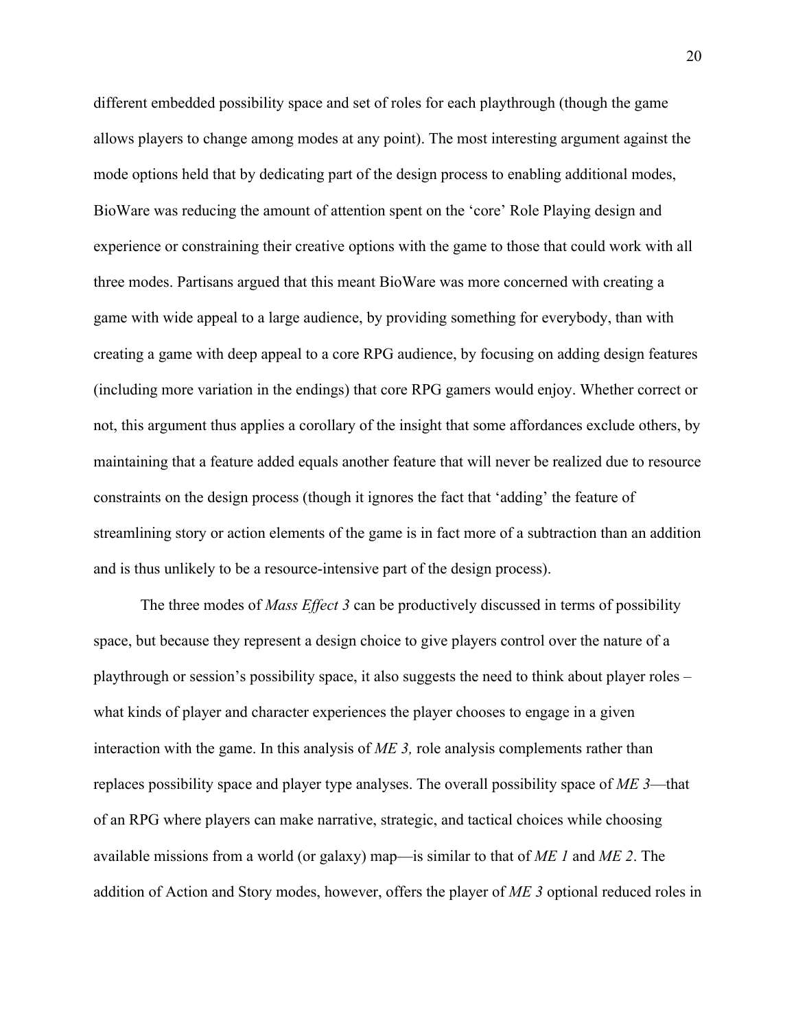different embedded possibility space and set of roles for each playthrough (though the game allows players to change among modes at any point). The most interesting argument against the mode options held that by dedicating part of the design process to enabling additional modes, BioWare was reducing the amount of attention spent on the 'core' Role Playing design and experience or constraining their creative options with the game to those that could work with all three modes. Partisans argued that this meant BioWare was more concerned with creating a game with wide appeal to a large audience, by providing something for everybody, than with creating a game with deep appeal to a core RPG audience, by focusing on adding design features (including more variation in the endings) that core RPG gamers would enjoy. Whether correct or not, this argument thus applies a corollary of the insight that some affordances exclude others, by maintaining that a feature added equals another feature that will never be realized due to resource constraints on the design process (though it ignores the fact that 'adding' the feature of streamlining story or action elements of the game is in fact more of a subtraction than an addition and is thus unlikely to be a resource-intensive part of the design process).

The three modes of *Mass Effect 3* can be productively discussed in terms of possibility space, but because they represent a design choice to give players control over the nature of a playthrough or session's possibility space, it also suggests the need to think about player roles – what kinds of player and character experiences the player chooses to engage in a given interaction with the game. In this analysis of *ME 3,* role analysis complements rather than replaces possibility space and player type analyses. The overall possibility space of *ME 3*—that of an RPG where players can make narrative, strategic, and tactical choices while choosing available missions from a world (or galaxy) map—is similar to that of *ME 1* and *ME 2*. The addition of Action and Story modes, however, offers the player of *ME 3* optional reduced roles in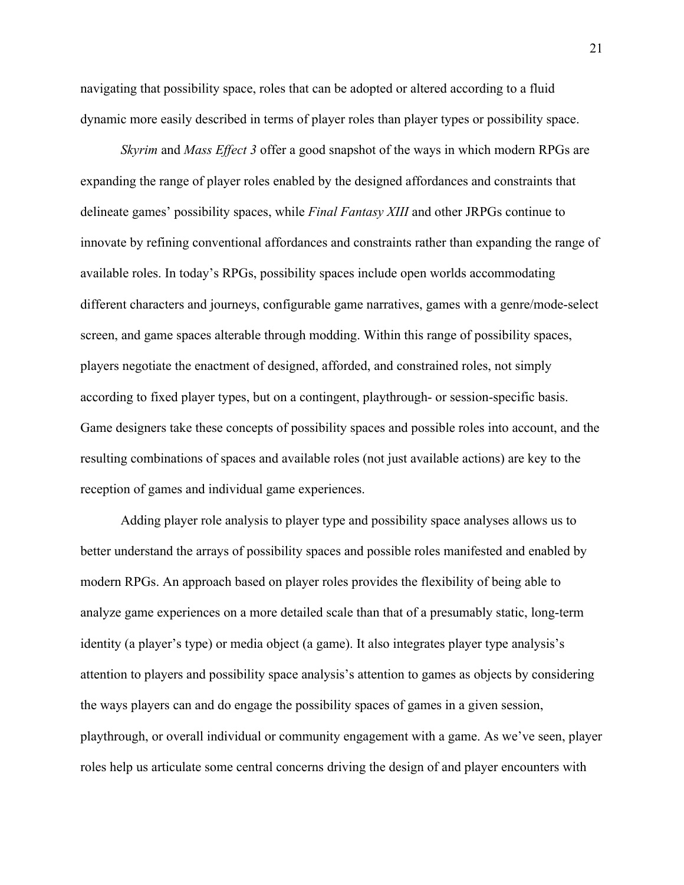navigating that possibility space, roles that can be adopted or altered according to a fluid dynamic more easily described in terms of player roles than player types or possibility space.

*Skyrim* and *Mass Effect 3* offer a good snapshot of the ways in which modern RPGs are expanding the range of player roles enabled by the designed affordances and constraints that delineate games' possibility spaces, while *Final Fantasy XIII* and other JRPGs continue to innovate by refining conventional affordances and constraints rather than expanding the range of available roles. In today's RPGs, possibility spaces include open worlds accommodating different characters and journeys, configurable game narratives, games with a genre/mode-select screen, and game spaces alterable through modding. Within this range of possibility spaces, players negotiate the enactment of designed, afforded, and constrained roles, not simply according to fixed player types, but on a contingent, playthrough- or session-specific basis. Game designers take these concepts of possibility spaces and possible roles into account, and the resulting combinations of spaces and available roles (not just available actions) are key to the reception of games and individual game experiences.

Adding player role analysis to player type and possibility space analyses allows us to better understand the arrays of possibility spaces and possible roles manifested and enabled by modern RPGs. An approach based on player roles provides the flexibility of being able to analyze game experiences on a more detailed scale than that of a presumably static, long-term identity (a player's type) or media object (a game). It also integrates player type analysis's attention to players and possibility space analysis's attention to games as objects by considering the ways players can and do engage the possibility spaces of games in a given session, playthrough, or overall individual or community engagement with a game. As we've seen, player roles help us articulate some central concerns driving the design of and player encounters with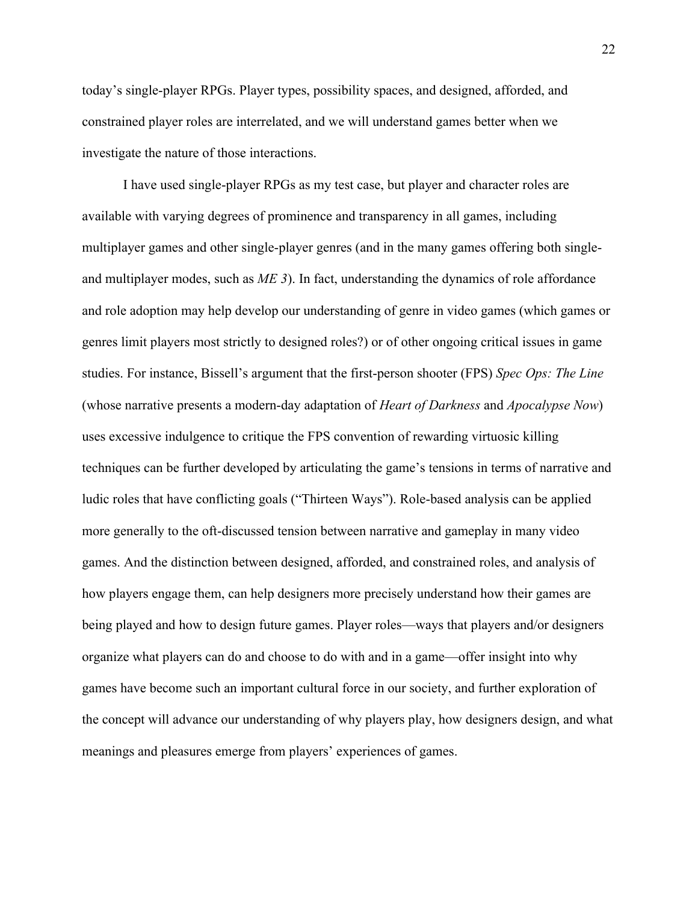today's single-player RPGs. Player types, possibility spaces, and designed, afforded, and constrained player roles are interrelated, and we will understand games better when we investigate the nature of those interactions.

I have used single-player RPGs as my test case, but player and character roles are available with varying degrees of prominence and transparency in all games, including multiplayer games and other single-player genres (and in the many games offering both single- and multiplayer modes, such as *ME 3*). In fact, understanding the dynamics of role affordance and role adoption may help develop our understanding of genre in video games (which games or genres limit players most strictly to designed roles?) or of other ongoing critical issues in game studies. For instance, Bissell's argument that the first-person shooter (FPS) *Spec Ops: The Line* (whose narrative presents a modern-day adaptation of *Heart of Darkness* and *Apocalypse Now*) uses excessive indulgence to critique the FPS convention of rewarding virtuosic killing techniques can be further developed by articulating the game's tensions in terms of narrative and ludic roles that have conflicting goals ("Thirteen Ways"). Role-based analysis can be applied more generally to the oft-discussed tension between narrative and gameplay in many video games. And the distinction between designed, afforded, and constrained roles, and analysis of how players engage them, can help designers more precisely understand how their games are being played and how to design future games. Player roles—ways that players and/or designers organize what players can do and choose to do with and in a game—offer insight into why games have become such an important cultural force in our society, and further exploration of the concept will advance our understanding of why players play, how designers design, and what meanings and pleasures emerge from players' experiences of games.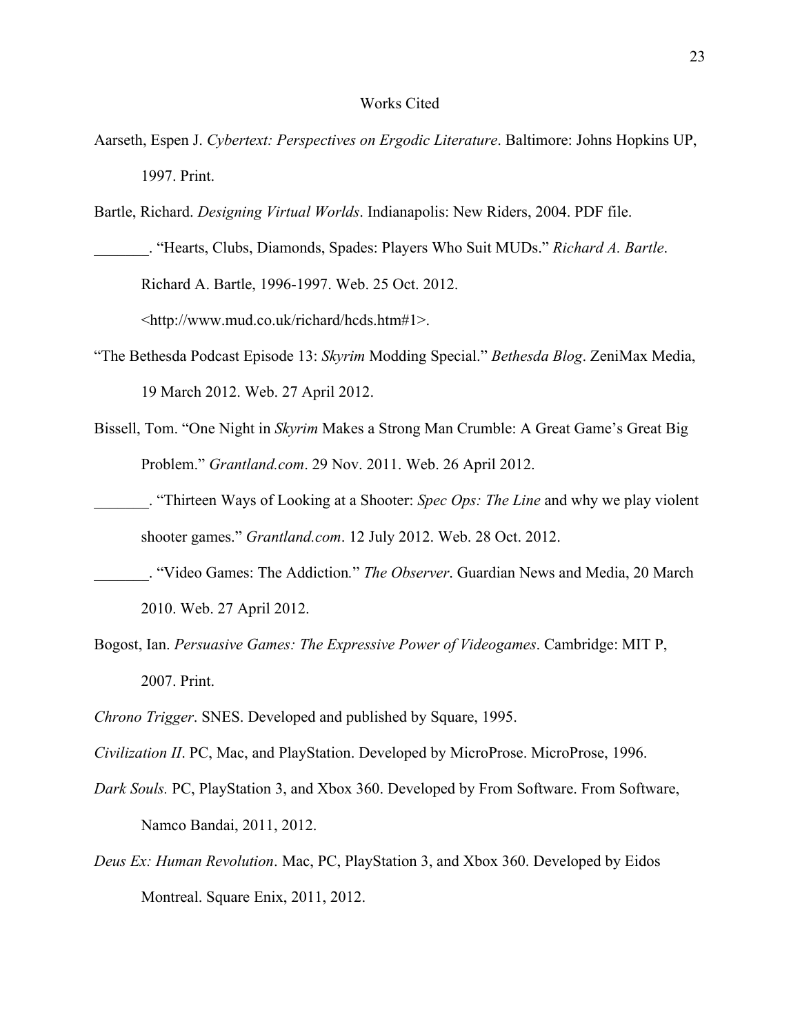# Works Cited

Aarseth, Espen J. *Cybertext: Perspectives on Ergodic Literature*. Baltimore: Johns Hopkins UP, 1997. Print.

Bartle, Richard. *Designing Virtual Worlds*. Indianapolis: New Riders, 2004. PDF file.

_______. "Hearts, Clubs, Diamonds, Spades: Players Who Suit MUDs." *Richard A. Bartle*. Richard A. Bartle, 1996-1997. Web. 25 Oct. 2012. <http://www.mud.co.uk/richard/hcds.htm#1>.

"The Bethesda Podcast Episode 13: *Skyrim* Modding Special." *Bethesda Blog*. ZeniMax Media, 19 March 2012. Web. 27 April 2012.

Bissell, Tom. "One Night in *Skyrim* Makes a Strong Man Crumble: A Great Game's Great Big Problem." *Grantland.com*. 29 Nov. 2011. Web. 26 April 2012.

_______. "Thirteen Ways of Looking at a Shooter: *Spec Ops: The Line* and why we play violent shooter games." *Grantland.com*. 12 July 2012. Web. 28 Oct. 2012.

_______. "Video Games: The Addiction." *The Observer*. Guardian News and Media, 20 March 2010. Web. 27 April 2012.

Bogost, Ian. *Persuasive Games: The Expressive Power of Videogames*. Cambridge: MIT P, 2007. Print.

*Chrono Trigger*. SNES. Developed and published by Square, 1995.

*Civilization II*. PC, Mac, and PlayStation. Developed by MicroProse. MicroProse, 1996.

*Dark Souls.* PC, PlayStation 3, and Xbox 360. Developed by From Software. From Software, Namco Bandai, 2011, 2012.

*Deus Ex: Human Revolution*. Mac, PC, PlayStation 3, and Xbox 360. Developed by Eidos Montreal. Square Enix, 2011, 2012.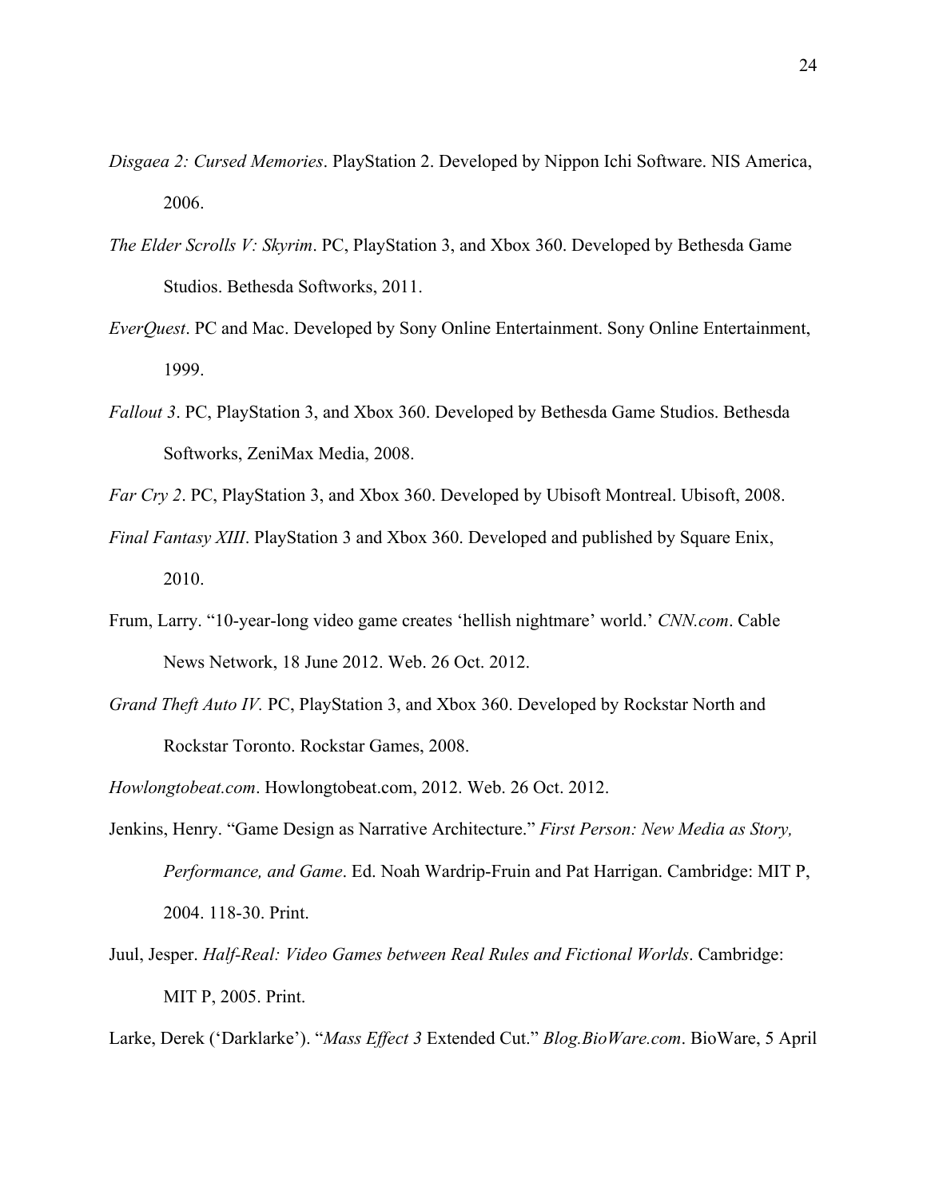*Disgaea 2: Cursed Memories*. PlayStation 2. Developed by Nippon Ichi Software. NIS America, 2006.

*The Elder Scrolls V: Skyrim*. PC, PlayStation 3, and Xbox 360. Developed by Bethesda Game Studios. Bethesda Softworks, 2011.

*EverQuest*. PC and Mac. Developed by Sony Online Entertainment. Sony Online Entertainment, 1999.

*Fallout 3*. PC, PlayStation 3, and Xbox 360. Developed by Bethesda Game Studios. Bethesda Softworks, ZeniMax Media, 2008.

*Far Cry 2*. PC, PlayStation 3, and Xbox 360. Developed by Ubisoft Montreal. Ubisoft, 2008.

*Final Fantasy XIII*. PlayStation 3 and Xbox 360. Developed and published by Square Enix, 2010.

Frum, Larry. "10-year-long video game creates 'hellish nightmare' world.' *CNN.com*. Cable News Network, 18 June 2012. Web. 26 Oct. 2012.

*Grand Theft Auto IV.* PC, PlayStation 3, and Xbox 360. Developed by Rockstar North and Rockstar Toronto. Rockstar Games, 2008.

*Howlongtobeat.com*. Howlongtobeat.com, 2012. Web. 26 Oct. 2012.

Jenkins, Henry. "Game Design as Narrative Architecture." *First Person: New Media as Story, Performance, and Game*. Ed. Noah Wardrip-Fruin and Pat Harrigan. Cambridge: MIT P, 2004. 118-30. Print.

Juul, Jesper. *Half-Real: Video Games between Real Rules and Fictional Worlds*. Cambridge: MIT P, 2005. Print.

Larke, Derek ('Darklarke'). "*Mass Effect 3* Extended Cut." *Blog.BioWare.com*. BioWare, 5 April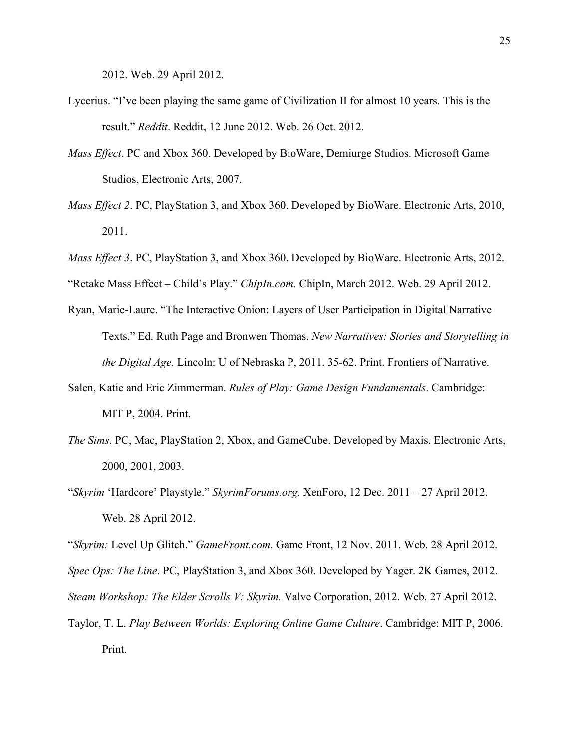2012. Web. 29 April 2012.

Lycerius. "I've been playing the same game of Civilization II for almost 10 years. This is the result." *Reddit*. Reddit, 12 June 2012. Web. 26 Oct. 2012.

*Mass Effect*. PC and Xbox 360. Developed by BioWare, Demiurge Studios. Microsoft Game Studios, Electronic Arts, 2007.

*Mass Effect 2*. PC, PlayStation 3, and Xbox 360. Developed by BioWare. Electronic Arts, 2010, 2011.

*Mass Effect 3*. PC, PlayStation 3, and Xbox 360. Developed by BioWare. Electronic Arts, 2012.

"Retake Mass Effect – Child's Play." *ChipIn.com.* ChipIn, March 2012. Web. 29 April 2012.

Ryan, Marie-Laure. "The Interactive Onion: Layers of User Participation in Digital Narrative Texts." Ed. Ruth Page and Bronwen Thomas. *New Narratives: Stories and Storytelling in the Digital Age.* Lincoln: U of Nebraska P, 2011. 35-62. Print. Frontiers of Narrative.

Salen, Katie and Eric Zimmerman. *Rules of Play: Game Design Fundamentals*. Cambridge: MIT P, 2004. Print.

*The Sims*. PC, Mac, PlayStation 2, Xbox, and GameCube. Developed by Maxis. Electronic Arts, 2000, 2001, 2003.

"*Skyrim* 'Hardcore' Playstyle." *SkyrimForums.org.* XenForo, 12 Dec. 2011 – 27 April 2012. Web. 28 April 2012.

"*Skyrim:* Level Up Glitch." *GameFront.com.* Game Front, 12 Nov. 2011. Web. 28 April 2012.

*Spec Ops: The Line*. PC, PlayStation 3, and Xbox 360. Developed by Yager. 2K Games, 2012.

*Steam Workshop: The Elder Scrolls V: Skyrim.* Valve Corporation, 2012. Web. 27 April 2012.

Taylor, T. L. *Play Between Worlds: Exploring Online Game Culture*. Cambridge: MIT P, 2006. Print.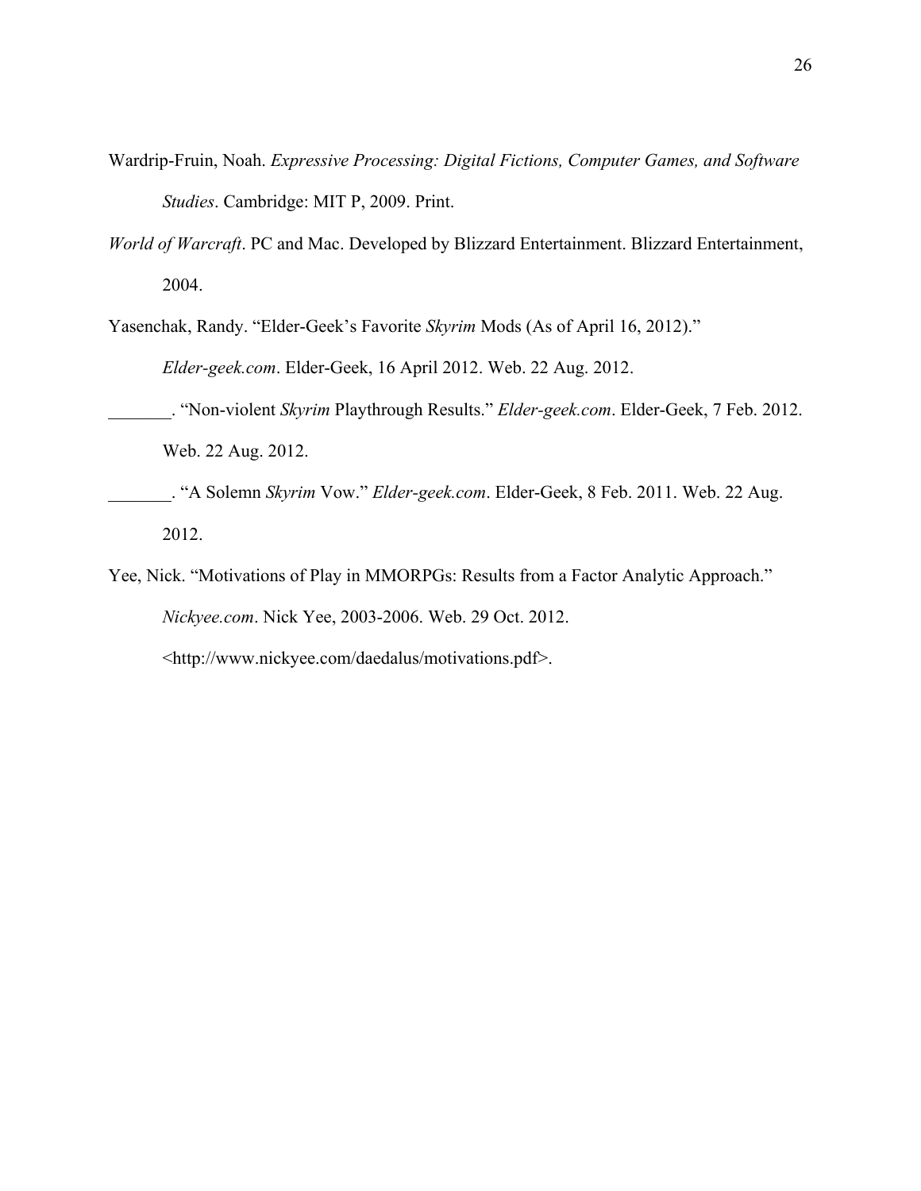Wardrip-Fruin, Noah. *Expressive Processing: Digital Fictions, Computer Games, and Software Studies*. Cambridge: MIT P, 2009. Print.

*World of Warcraft*. PC and Mac. Developed by Blizzard Entertainment. Blizzard Entertainment, 2004.

Yasenchak, Randy. "Elder-Geek's Favorite *Skyrim* Mods (As of April 16, 2012)." *Elder-geek.com*. Elder-Geek, 16 April 2012. Web. 22 Aug. 2012.

_______. "Non-violent *Skyrim* Playthrough Results." *Elder-geek.com*. Elder-Geek, 7 Feb. 2012. Web. 22 Aug. 2012.

_______. "A Solemn *Skyrim* Vow." *Elder-geek.com*. Elder-Geek, 8 Feb. 2011. Web. 22 Aug. 2012.

Yee, Nick. "Motivations of Play in MMORPGs: Results from a Factor Analytic Approach." *Nickyee.com*. Nick Yee, 2003-2006. Web. 29 Oct. 2012. <http://www.nickyee.com/daedalus/motivations.pdf>.